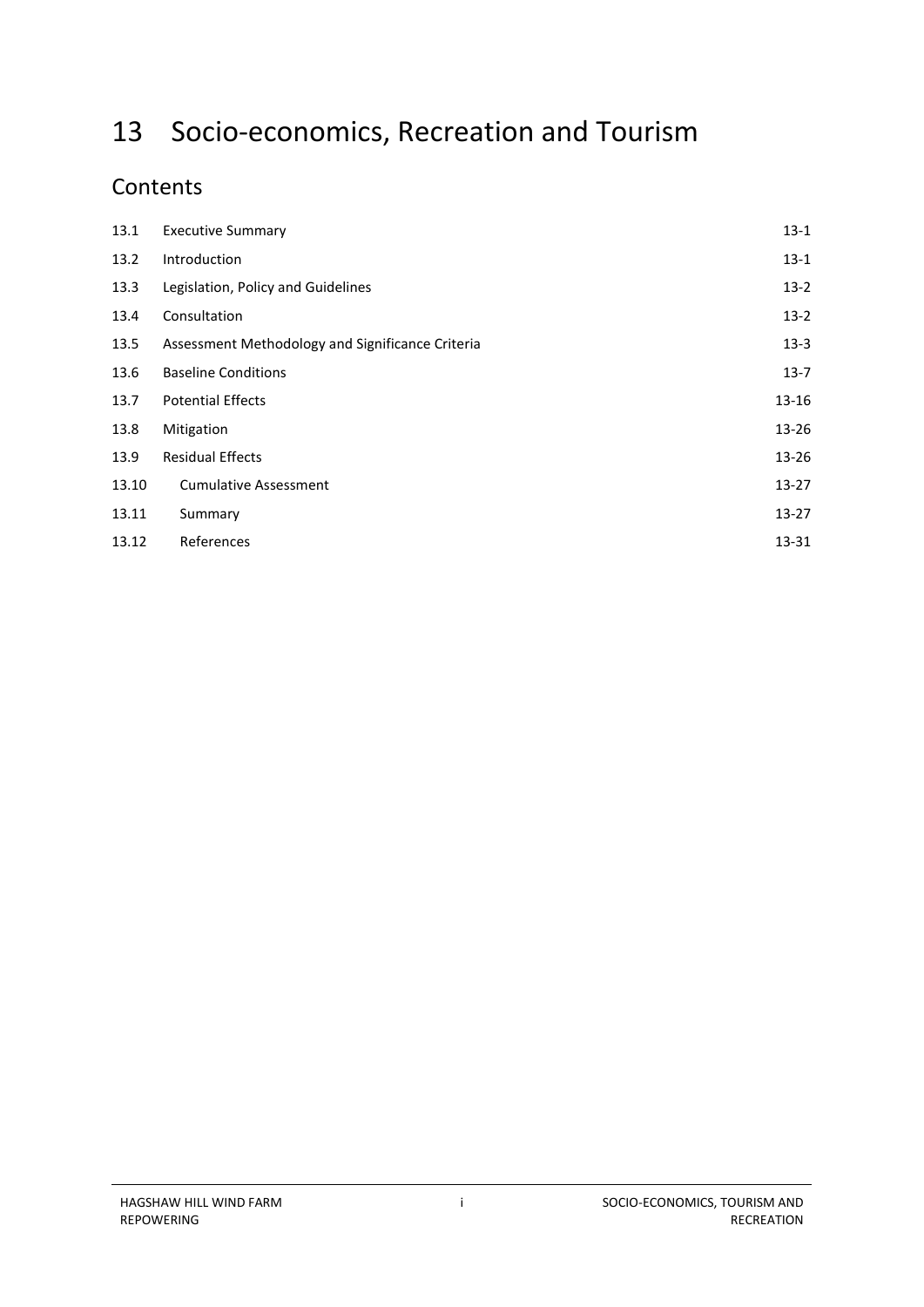# 13 Socio-economics, Recreation and Tourism

## Contents

| | | |
|---|---|---|
| 13.1 | Executive Summary | 13-1 |
| 13.2 | Introduction | 13-1 |
| 13.3 | Legislation, Policy and Guidelines | 13-2 |
| 13.4 | Consultation | 13-2 |
| 13.5 | Assessment Methodology and Significance Criteria | 13-3 |
| 13.6 | Baseline Conditions | 13-7 |
| 13.7 | Potential Effects | 13-16 |
| 13.8 | Mitigation | 13-26 |
| 13.9 | Residual Effects | 13-26 |
| 13.10 | Cumulative Assessment | 13-27 |
| 13.11 | Summary | 13-27 |
| 13.12 | References | 13-31 |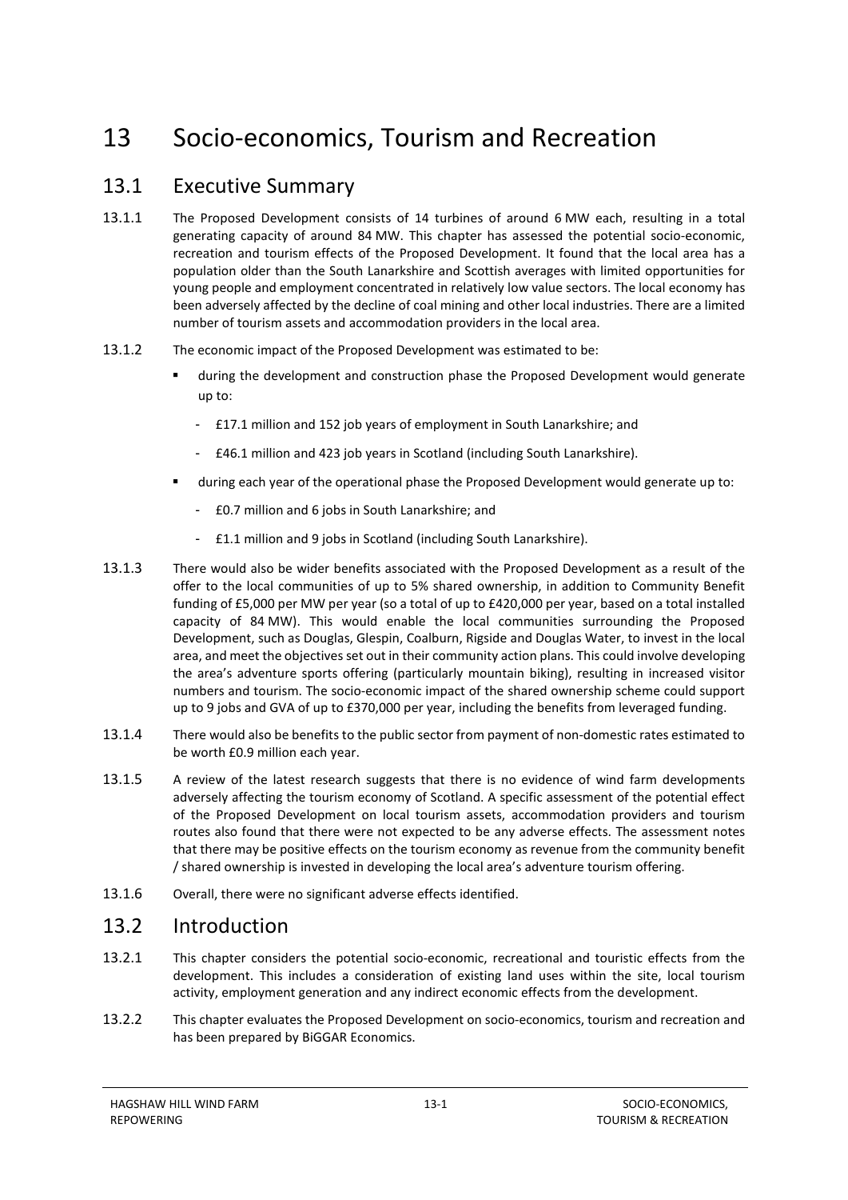# 13 Socio-economics, Tourism and Recreation

## 13.1 Executive Summary

13.1.1 The Proposed Development consists of 14 turbines of around 6 MW each, resulting in a total generating capacity of around 84 MW. This chapter has assessed the potential socio-economic, recreation and tourism effects of the Proposed Development. It found that the local area has a population older than the South Lanarkshire and Scottish averages with limited opportunities for young people and employment concentrated in relatively low value sectors. The local economy has been adversely affected by the decline of coal mining and other local industries. There are a limited number of tourism assets and accommodation providers in the local area.

13.1.2 The economic impact of the Proposed Development was estimated to be:

- during the development and construction phase the Proposed Development would generate up to:
  - £17.1 million and 152 job years of employment in South Lanarkshire; and
  - £46.1 million and 423 job years in Scotland (including South Lanarkshire).
- during each year of the operational phase the Proposed Development would generate up to:
  - £0.7 million and 6 jobs in South Lanarkshire; and
  - £1.1 million and 9 jobs in Scotland (including South Lanarkshire).

13.1.3 There would also be wider benefits associated with the Proposed Development as a result of the offer to the local communities of up to 5% shared ownership, in addition to Community Benefit funding of £5,000 per MW per year (so a total of up to £420,000 per year, based on a total installed capacity of 84 MW). This would enable the local communities surrounding the Proposed Development, such as Douglas, Glespin, Coalburn, Rigside and Douglas Water, to invest in the local area, and meet the objectives set out in their community action plans. This could involve developing the area's adventure sports offering (particularly mountain biking), resulting in increased visitor numbers and tourism. The socio-economic impact of the shared ownership scheme could support up to 9 jobs and GVA of up to £370,000 per year, including the benefits from leveraged funding.

13.1.4 There would also be benefits to the public sector from payment of non-domestic rates estimated to be worth £0.9 million each year.

13.1.5 A review of the latest research suggests that there is no evidence of wind farm developments adversely affecting the tourism economy of Scotland. A specific assessment of the potential effect of the Proposed Development on local tourism assets, accommodation providers and tourism routes also found that there were not expected to be any adverse effects. The assessment notes that there may be positive effects on the tourism economy as revenue from the community benefit / shared ownership is invested in developing the local area's adventure tourism offering.

13.1.6 Overall, there were no significant adverse effects identified.

## 13.2 Introduction

13.2.1 This chapter considers the potential socio-economic, recreational and touristic effects from the development. This includes a consideration of existing land uses within the site, local tourism activity, employment generation and any indirect economic effects from the development.

13.2.2 This chapter evaluates the Proposed Development on socio-economics, tourism and recreation and has been prepared by BiGGAR Economics.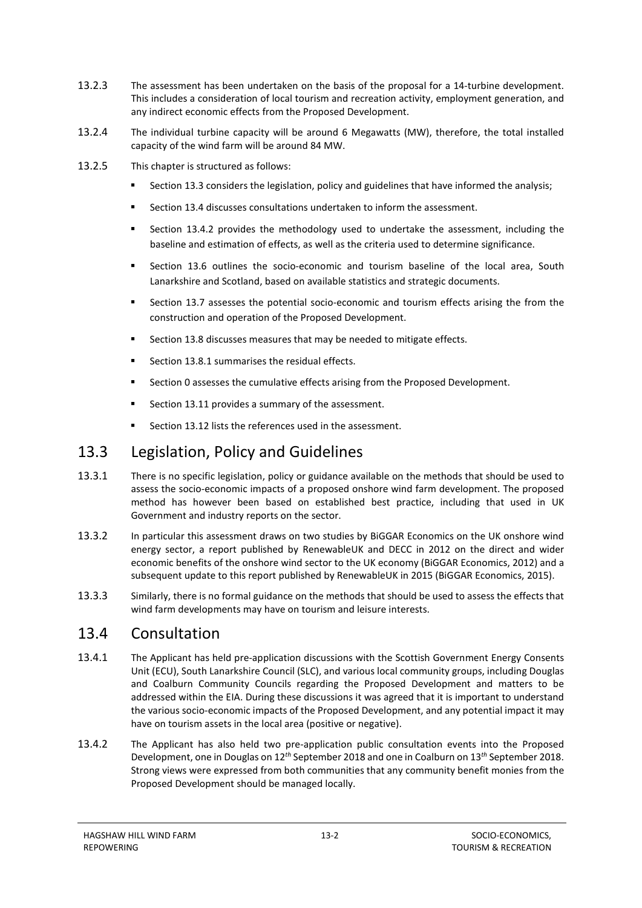13.2.3 The assessment has been undertaken on the basis of the proposal for a 14-turbine development. This includes a consideration of local tourism and recreation activity, employment generation, and any indirect economic effects from the Proposed Development.

13.2.4 The individual turbine capacity will be around 6 Megawatts (MW), therefore, the total installed capacity of the wind farm will be around 84 MW.

13.2.5 This chapter is structured as follows:

- Section 13.3 considers the legislation, policy and guidelines that have informed the analysis;
- Section 13.4 discusses consultations undertaken to inform the assessment.
- Section 13.4.2 provides the methodology used to undertake the assessment, including the baseline and estimation of effects, as well as the criteria used to determine significance.
- Section 13.6 outlines the socio-economic and tourism baseline of the local area, South Lanarkshire and Scotland, based on available statistics and strategic documents.
- Section 13.7 assesses the potential socio-economic and tourism effects arising the from the construction and operation of the Proposed Development.
- Section 13.8 discusses measures that may be needed to mitigate effects.
- Section 13.8.1 summarises the residual effects.
- Section 0 assesses the cumulative effects arising from the Proposed Development.
- Section 13.11 provides a summary of the assessment.
- Section 13.12 lists the references used in the assessment.

## 13.3 Legislation, Policy and Guidelines

13.3.1 There is no specific legislation, policy or guidance available on the methods that should be used to assess the socio-economic impacts of a proposed onshore wind farm development. The proposed method has however been based on established best practice, including that used in UK Government and industry reports on the sector.

13.3.2 In particular this assessment draws on two studies by BiGGAR Economics on the UK onshore wind energy sector, a report published by RenewableUK and DECC in 2012 on the direct and wider economic benefits of the onshore wind sector to the UK economy (BiGGAR Economics, 2012) and a subsequent update to this report published by RenewableUK in 2015 (BiGGAR Economics, 2015).

13.3.3 Similarly, there is no formal guidance on the methods that should be used to assess the effects that wind farm developments may have on tourism and leisure interests.

## 13.4 Consultation

13.4.1 The Applicant has held pre-application discussions with the Scottish Government Energy Consents Unit (ECU), South Lanarkshire Council (SLC), and various local community groups, including Douglas and Coalburn Community Councils regarding the Proposed Development and matters to be addressed within the EIA. During these discussions it was agreed that it is important to understand the various socio-economic impacts of the Proposed Development, and any potential impact it may have on tourism assets in the local area (positive or negative).

13.4.2 The Applicant has also held two pre-application public consultation events into the Proposed Development, one in Douglas on 12*th* September 2018 and one in Coalburn on 13*th* September 2018. Strong views were expressed from both communities that any community benefit monies from the Proposed Development should be managed locally.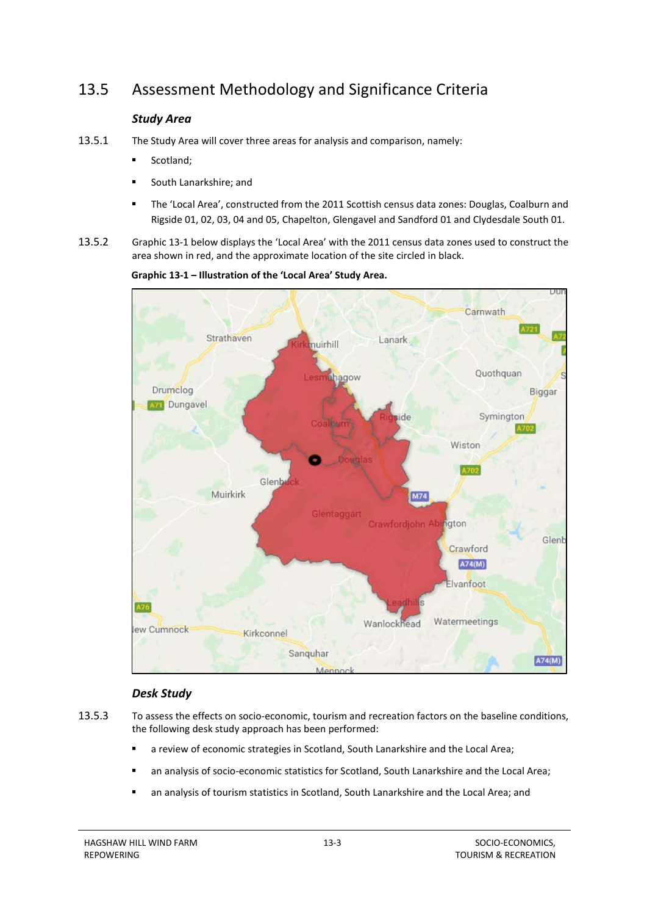## 13.5 Assessment Methodology and Significance Criteria

### *Study Area*

13.5.1 The Study Area will cover three areas for analysis and comparison, namely:

- Scotland;
- South Lanarkshire; and
- The 'Local Area', constructed from the 2011 Scottish census data zones: Douglas, Coalburn and Rigside 01, 02, 03, 04 and 05, Chapelton, Glengavel and Sandford 01 and Clydesdale South 01.

13.5.2 Graphic 13-1 below displays the 'Local Area' with the 2011 census data zones used to construct the area shown in red, and the approximate location of the site circled in black.

**Graphic 13-1 – Illustration of the 'Local Area' Study Area.**

### *Desk Study*

13.5.3 To assess the effects on socio-economic, tourism and recreation factors on the baseline conditions, the following desk study approach has been performed:

- a review of economic strategies in Scotland, South Lanarkshire and the Local Area;
- an analysis of socio-economic statistics for Scotland, South Lanarkshire and the Local Area;
- an analysis of tourism statistics in Scotland, South Lanarkshire and the Local Area; and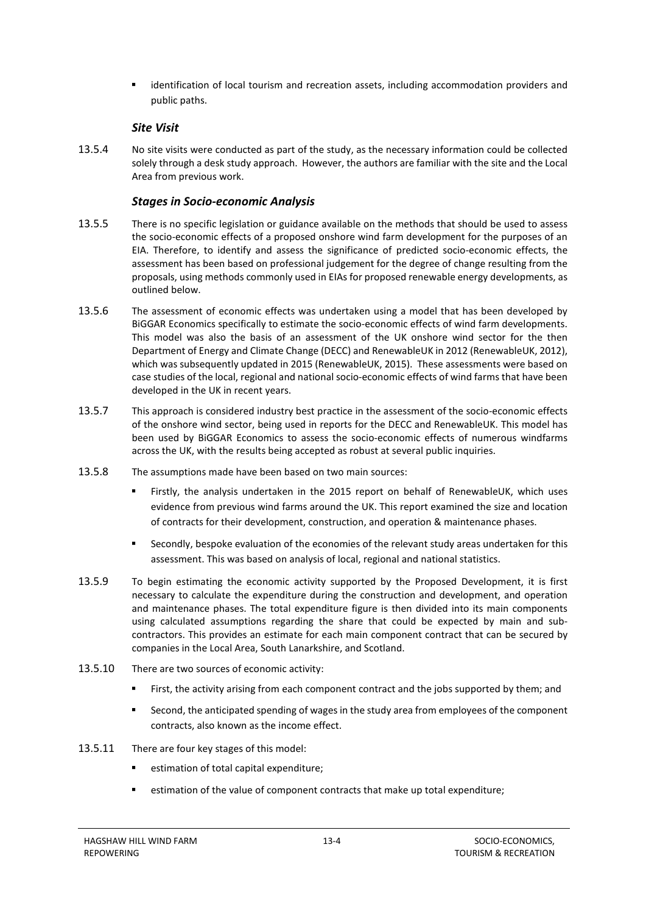- identification of local tourism and recreation assets, including accommodation providers and public paths.

### *Site Visit*

13.5.4 No site visits were conducted as part of the study, as the necessary information could be collected solely through a desk study approach. However, the authors are familiar with the site and the Local Area from previous work.

### *Stages in Socio-economic Analysis*

13.5.5 There is no specific legislation or guidance available on the methods that should be used to assess the socio-economic effects of a proposed onshore wind farm development for the purposes of an EIA. Therefore, to identify and assess the significance of predicted socio-economic effects, the assessment has been based on professional judgement for the degree of change resulting from the proposals, using methods commonly used in EIAs for proposed renewable energy developments, as outlined below.

13.5.6 The assessment of economic effects was undertaken using a model that has been developed by BiGGAR Economics specifically to estimate the socio-economic effects of wind farm developments. This model was also the basis of an assessment of the UK onshore wind sector for the then Department of Energy and Climate Change (DECC) and RenewableUK in 2012 (RenewableUK, 2012), which was subsequently updated in 2015 (RenewableUK, 2015). These assessments were based on case studies of the local, regional and national socio-economic effects of wind farms that have been developed in the UK in recent years.

13.5.7 This approach is considered industry best practice in the assessment of the socio-economic effects of the onshore wind sector, being used in reports for the DECC and RenewableUK. This model has been used by BiGGAR Economics to assess the socio-economic effects of numerous windfarms across the UK, with the results being accepted as robust at several public inquiries.

13.5.8 The assumptions made have been based on two main sources:

- Firstly, the analysis undertaken in the 2015 report on behalf of RenewableUK, which uses evidence from previous wind farms around the UK. This report examined the size and location of contracts for their development, construction, and operation & maintenance phases.
- Secondly, bespoke evaluation of the economies of the relevant study areas undertaken for this assessment. This was based on analysis of local, regional and national statistics.

13.5.9 To begin estimating the economic activity supported by the Proposed Development, it is first necessary to calculate the expenditure during the construction and development, and operation and maintenance phases. The total expenditure figure is then divided into its main components using calculated assumptions regarding the share that could be expected by main and sub-contractors. This provides an estimate for each main component contract that can be secured by companies in the Local Area, South Lanarkshire, and Scotland.

13.5.10 There are two sources of economic activity:

- First, the activity arising from each component contract and the jobs supported by them; and
- Second, the anticipated spending of wages in the study area from employees of the component contracts, also known as the income effect.

13.5.11 There are four key stages of this model:

- estimation of total capital expenditure;
- estimation of the value of component contracts that make up total expenditure;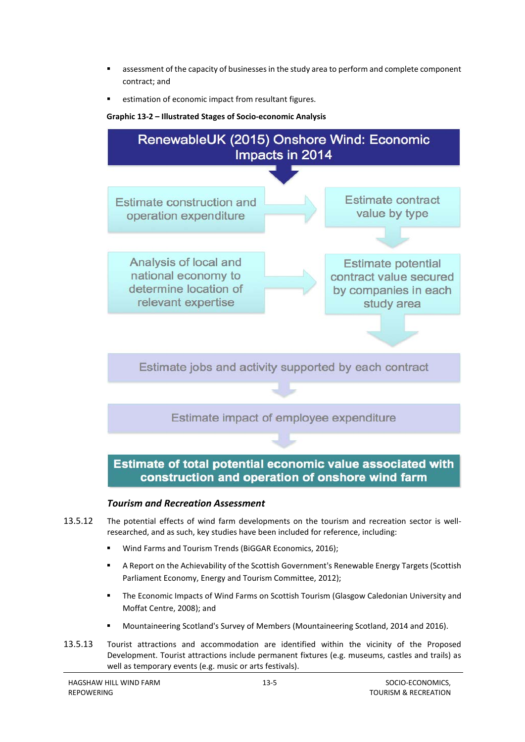- assessment of the capacity of businesses in the study area to perform and complete component contract; and
- estimation of economic impact from resultant figures.

**Graphic 13-2 – Illustrated Stages of Socio-economic Analysis**

RenewableUK (2015) Onshore Wind: Economic Impacts in 2014

Estimate construction and operation expenditure

Estimate contract value by type

Analysis of local and national economy to determine location of relevant expertise

Estimate potential contract value secured by companies in each study area

Estimate jobs and activity supported by each contract

Estimate impact of employee expenditure

**Estimate of total potential economic value associated with construction and operation of onshore wind farm**

***Tourism and Recreation Assessment***

13.5.12 The potential effects of wind farm developments on the tourism and recreation sector is well-researched, and as such, key studies have been included for reference, including:

- Wind Farms and Tourism Trends (BiGGAR Economics, 2016);
- A Report on the Achievability of the Scottish Government's Renewable Energy Targets (Scottish Parliament Economy, Energy and Tourism Committee, 2012);
- The Economic Impacts of Wind Farms on Scottish Tourism (Glasgow Caledonian University and Moffat Centre, 2008); and
- Mountaineering Scotland's Survey of Members (Mountaineering Scotland, 2014 and 2016).

13.5.13 Tourist attractions and accommodation are identified within the vicinity of the Proposed Development. Tourist attractions include permanent fixtures (e.g. museums, castles and trails) as well as temporary events (e.g. music or arts festivals).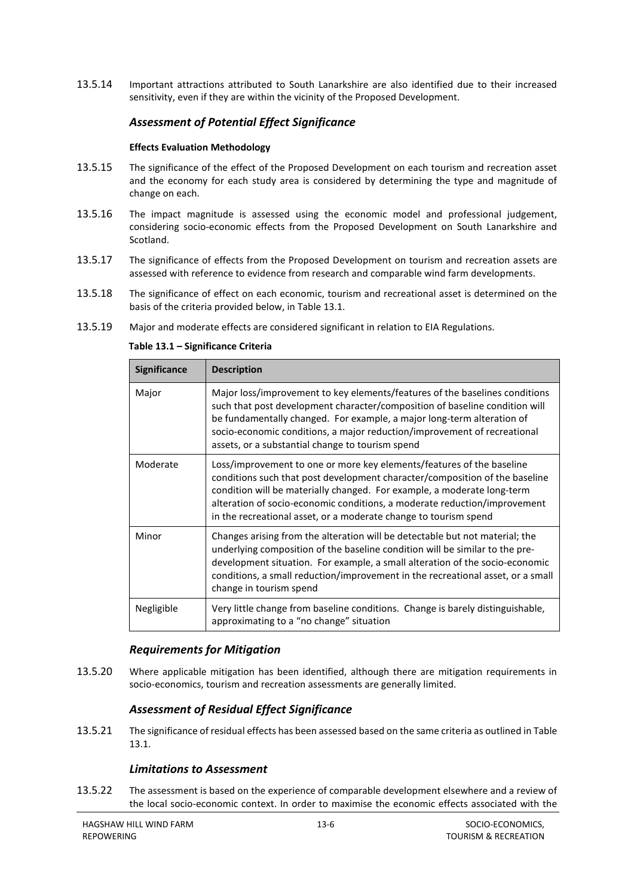13.5.14 Important attractions attributed to South Lanarkshire are also identified due to their increased sensitivity, even if they are within the vicinity of the Proposed Development.

### *Assessment of Potential Effect Significance*

#### Effects Evaluation Methodology

13.5.15 The significance of the effect of the Proposed Development on each tourism and recreation asset and the economy for each study area is considered by determining the type and magnitude of change on each.

13.5.16 The impact magnitude is assessed using the economic model and professional judgement, considering socio-economic effects from the Proposed Development on South Lanarkshire and Scotland.

13.5.17 The significance of effects from the Proposed Development on tourism and recreation assets are assessed with reference to evidence from research and comparable wind farm developments.

13.5.18 The significance of effect on each economic, tourism and recreational asset is determined on the basis of the criteria provided below, in Table 13.1.

13.5.19 Major and moderate effects are considered significant in relation to EIA Regulations.

**Table 13.1 – Significance Criteria**

| Significance | Description |
|---|---|
| Major | Major loss/improvement to key elements/features of the baselines conditions such that post development character/composition of baseline condition will be fundamentally changed. For example, a major long-term alteration of socio-economic conditions, a major reduction/improvement of recreational assets, or a substantial change to tourism spend |
| Moderate | Loss/improvement to one or more key elements/features of the baseline conditions such that post development character/composition of the baseline condition will be materially changed. For example, a moderate long-term alteration of socio-economic conditions, a moderate reduction/improvement in the recreational asset, or a moderate change to tourism spend |
| Minor | Changes arising from the alteration will be detectable but not material; the underlying composition of the baseline condition will be similar to the pre-development situation. For example, a small alteration of the socio-economic conditions, a small reduction/improvement in the recreational asset, or a small change in tourism spend |
| Negligible | Very little change from baseline conditions. Change is barely distinguishable, approximating to a "no change" situation |

### *Requirements for Mitigation*

13.5.20 Where applicable mitigation has been identified, although there are mitigation requirements in socio-economics, tourism and recreation assessments are generally limited.

### *Assessment of Residual Effect Significance*

13.5.21 The significance of residual effects has been assessed based on the same criteria as outlined in Table 13.1.

### *Limitations to Assessment*

13.5.22 The assessment is based on the experience of comparable development elsewhere and a review of the local socio-economic context. In order to maximise the economic effects associated with the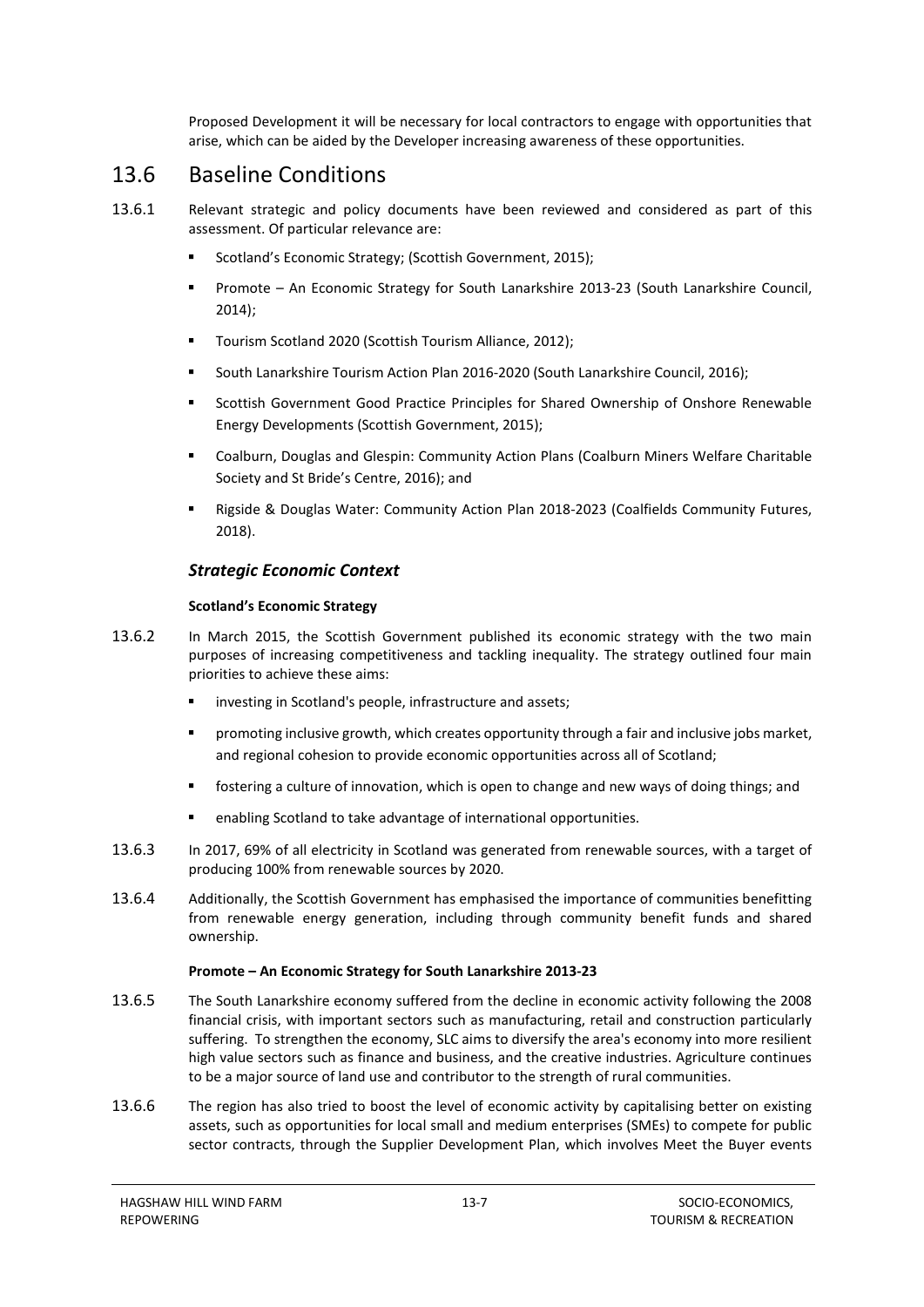Proposed Development it will be necessary for local contractors to engage with opportunities that arise, which can be aided by the Developer increasing awareness of these opportunities.

## 13.6 Baseline Conditions

13.6.1 Relevant strategic and policy documents have been reviewed and considered as part of this assessment. Of particular relevance are:

- Scotland's Economic Strategy; (Scottish Government, 2015);
- Promote – An Economic Strategy for South Lanarkshire 2013-23 (South Lanarkshire Council, 2014);
- Tourism Scotland 2020 (Scottish Tourism Alliance, 2012);
- South Lanarkshire Tourism Action Plan 2016-2020 (South Lanarkshire Council, 2016);
- Scottish Government Good Practice Principles for Shared Ownership of Onshore Renewable Energy Developments (Scottish Government, 2015);
- Coalburn, Douglas and Glespin: Community Action Plans (Coalburn Miners Welfare Charitable Society and St Bride's Centre, 2016); and
- Rigside & Douglas Water: Community Action Plan 2018-2023 (Coalfields Community Futures, 2018).

### *Strategic Economic Context*

**Scotland's Economic Strategy**

13.6.2 In March 2015, the Scottish Government published its economic strategy with the two main purposes of increasing competitiveness and tackling inequality. The strategy outlined four main priorities to achieve these aims:

- investing in Scotland's people, infrastructure and assets;
- promoting inclusive growth, which creates opportunity through a fair and inclusive jobs market, and regional cohesion to provide economic opportunities across all of Scotland;
- fostering a culture of innovation, which is open to change and new ways of doing things; and
- enabling Scotland to take advantage of international opportunities.

13.6.3 In 2017, 69% of all electricity in Scotland was generated from renewable sources, with a target of producing 100% from renewable sources by 2020.

13.6.4 Additionally, the Scottish Government has emphasised the importance of communities benefitting from renewable energy generation, including through community benefit funds and shared ownership.

**Promote – An Economic Strategy for South Lanarkshire 2013-23**

13.6.5 The South Lanarkshire economy suffered from the decline in economic activity following the 2008 financial crisis, with important sectors such as manufacturing, retail and construction particularly suffering. To strengthen the economy, SLC aims to diversify the area's economy into more resilient high value sectors such as finance and business, and the creative industries. Agriculture continues to be a major source of land use and contributor to the strength of rural communities.

13.6.6 The region has also tried to boost the level of economic activity by capitalising better on existing assets, such as opportunities for local small and medium enterprises (SMEs) to compete for public sector contracts, through the Supplier Development Plan, which involves Meet the Buyer events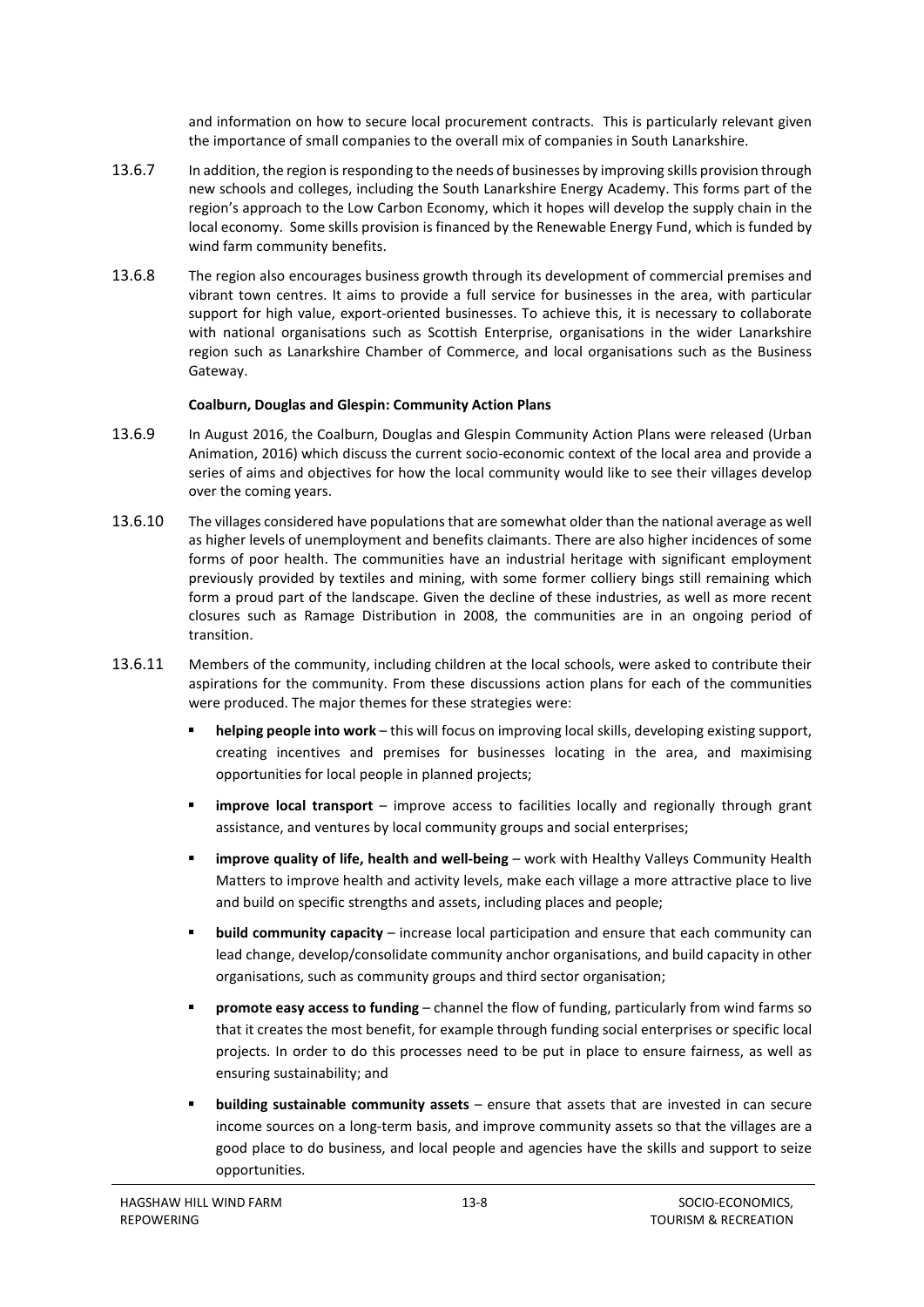and information on how to secure local procurement contracts. This is particularly relevant given the importance of small companies to the overall mix of companies in South Lanarkshire.

13.6.7 In addition, the region is responding to the needs of businesses by improving skills provision through new schools and colleges, including the South Lanarkshire Energy Academy. This forms part of the region's approach to the Low Carbon Economy, which it hopes will develop the supply chain in the local economy. Some skills provision is financed by the Renewable Energy Fund, which is funded by wind farm community benefits.

13.6.8 The region also encourages business growth through its development of commercial premises and vibrant town centres. It aims to provide a full service for businesses in the area, with particular support for high value, export-oriented businesses. To achieve this, it is necessary to collaborate with national organisations such as Scottish Enterprise, organisations in the wider Lanarkshire region such as Lanarkshire Chamber of Commerce, and local organisations such as the Business Gateway.

**Coalburn, Douglas and Glespin: Community Action Plans**

13.6.9 In August 2016, the Coalburn, Douglas and Glespin Community Action Plans were released (Urban Animation, 2016) which discuss the current socio-economic context of the local area and provide a series of aims and objectives for how the local community would like to see their villages develop over the coming years.

13.6.10 The villages considered have populations that are somewhat older than the national average as well as higher levels of unemployment and benefits claimants. There are also higher incidences of some forms of poor health. The communities have an industrial heritage with significant employment previously provided by textiles and mining, with some former colliery bings still remaining which form a proud part of the landscape. Given the decline of these industries, as well as more recent closures such as Ramage Distribution in 2008, the communities are in an ongoing period of transition.

13.6.11 Members of the community, including children at the local schools, were asked to contribute their aspirations for the community. From these discussions action plans for each of the communities were produced. The major themes for these strategies were:

- **helping people into work** – this will focus on improving local skills, developing existing support, creating incentives and premises for businesses locating in the area, and maximising opportunities for local people in planned projects;
- **improve local transport** – improve access to facilities locally and regionally through grant assistance, and ventures by local community groups and social enterprises;
- **improve quality of life, health and well-being** – work with Healthy Valleys Community Health Matters to improve health and activity levels, make each village a more attractive place to live and build on specific strengths and assets, including places and people;
- **build community capacity** – increase local participation and ensure that each community can lead change, develop/consolidate community anchor organisations, and build capacity in other organisations, such as community groups and third sector organisation;
- **promote easy access to funding** – channel the flow of funding, particularly from wind farms so that it creates the most benefit, for example through funding social enterprises or specific local projects. In order to do this processes need to be put in place to ensure fairness, as well as ensuring sustainability; and
- **building sustainable community assets** – ensure that assets that are invested in can secure income sources on a long-term basis, and improve community assets so that the villages are a good place to do business, and local people and agencies have the skills and support to seize opportunities.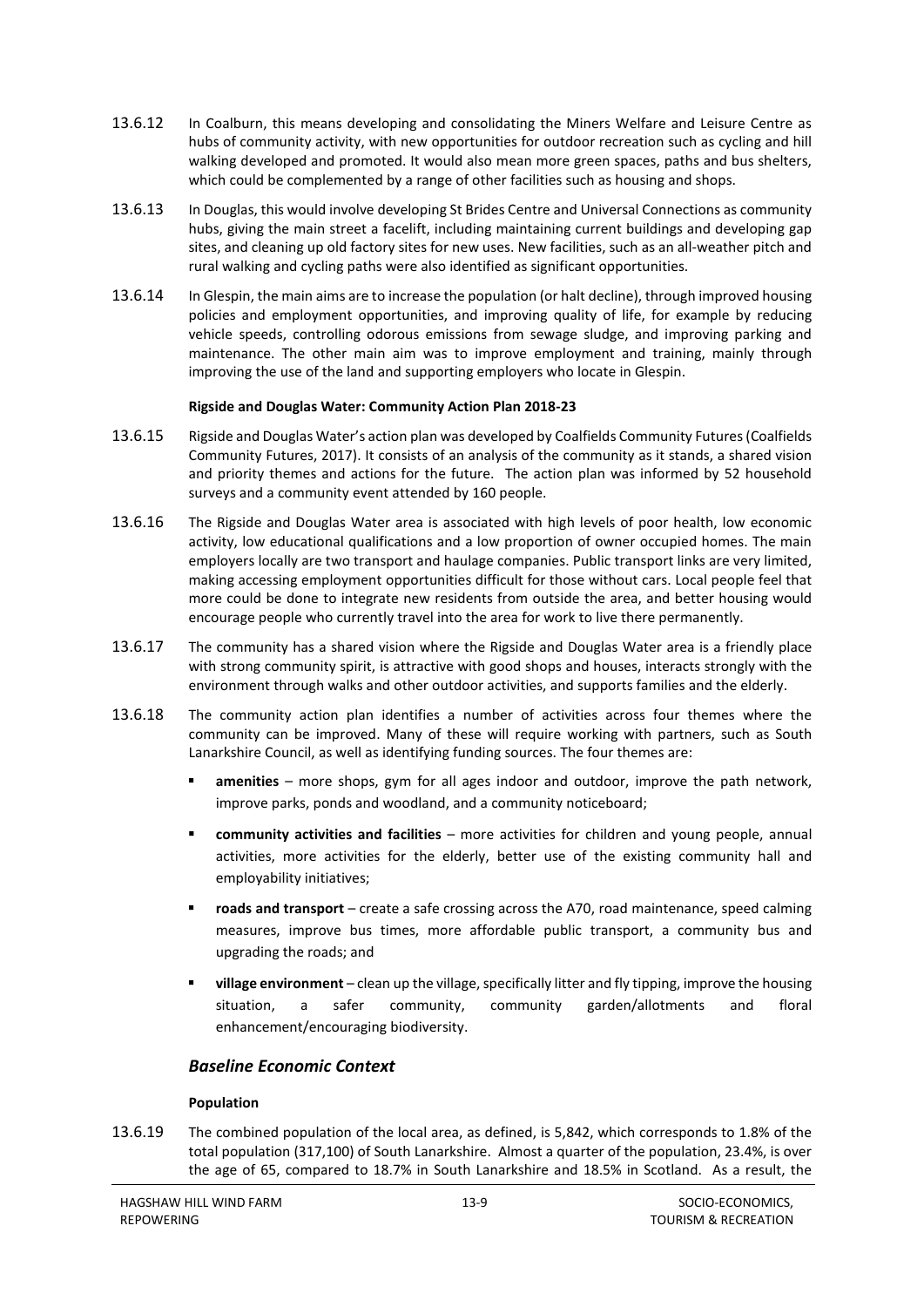13.6.12 In Coalburn, this means developing and consolidating the Miners Welfare and Leisure Centre as hubs of community activity, with new opportunities for outdoor recreation such as cycling and hill walking developed and promoted. It would also mean more green spaces, paths and bus shelters, which could be complemented by a range of other facilities such as housing and shops.

13.6.13 In Douglas, this would involve developing St Brides Centre and Universal Connections as community hubs, giving the main street a facelift, including maintaining current buildings and developing gap sites, and cleaning up old factory sites for new uses. New facilities, such as an all-weather pitch and rural walking and cycling paths were also identified as significant opportunities.

13.6.14 In Glespin, the main aims are to increase the population (or halt decline), through improved housing policies and employment opportunities, and improving quality of life, for example by reducing vehicle speeds, controlling odorous emissions from sewage sludge, and improving parking and maintenance. The other main aim was to improve employment and training, mainly through improving the use of the land and supporting employers who locate in Glespin.

**Rigside and Douglas Water: Community Action Plan 2018-23**

13.6.15 Rigside and Douglas Water's action plan was developed by Coalfields Community Futures (Coalfields Community Futures, 2017). It consists of an analysis of the community as it stands, a shared vision and priority themes and actions for the future. The action plan was informed by 52 household surveys and a community event attended by 160 people.

13.6.16 The Rigside and Douglas Water area is associated with high levels of poor health, low economic activity, low educational qualifications and a low proportion of owner occupied homes. The main employers locally are two transport and haulage companies. Public transport links are very limited, making accessing employment opportunities difficult for those without cars. Local people feel that more could be done to integrate new residents from outside the area, and better housing would encourage people who currently travel into the area for work to live there permanently.

13.6.17 The community has a shared vision where the Rigside and Douglas Water area is a friendly place with strong community spirit, is attractive with good shops and houses, interacts strongly with the environment through walks and other outdoor activities, and supports families and the elderly.

13.6.18 The community action plan identifies a number of activities across four themes where the community can be improved. Many of these will require working with partners, such as South Lanarkshire Council, as well as identifying funding sources. The four themes are:

- **amenities** – more shops, gym for all ages indoor and outdoor, improve the path network, improve parks, ponds and woodland, and a community noticeboard;
- **community activities and facilities** – more activities for children and young people, annual activities, more activities for the elderly, better use of the existing community hall and employability initiatives;
- **roads and transport** – create a safe crossing across the A70, road maintenance, speed calming measures, improve bus times, more affordable public transport, a community bus and upgrading the roads; and
- **village environment** – clean up the village, specifically litter and fly tipping, improve the housing situation, a safer community, community garden/allotments and floral enhancement/encouraging biodiversity.

### *Baseline Economic Context*

**Population**

13.6.19 The combined population of the local area, as defined, is 5,842, which corresponds to 1.8% of the total population (317,100) of South Lanarkshire. Almost a quarter of the population, 23.4%, is over the age of 65, compared to 18.7% in South Lanarkshire and 18.5% in Scotland. As a result, the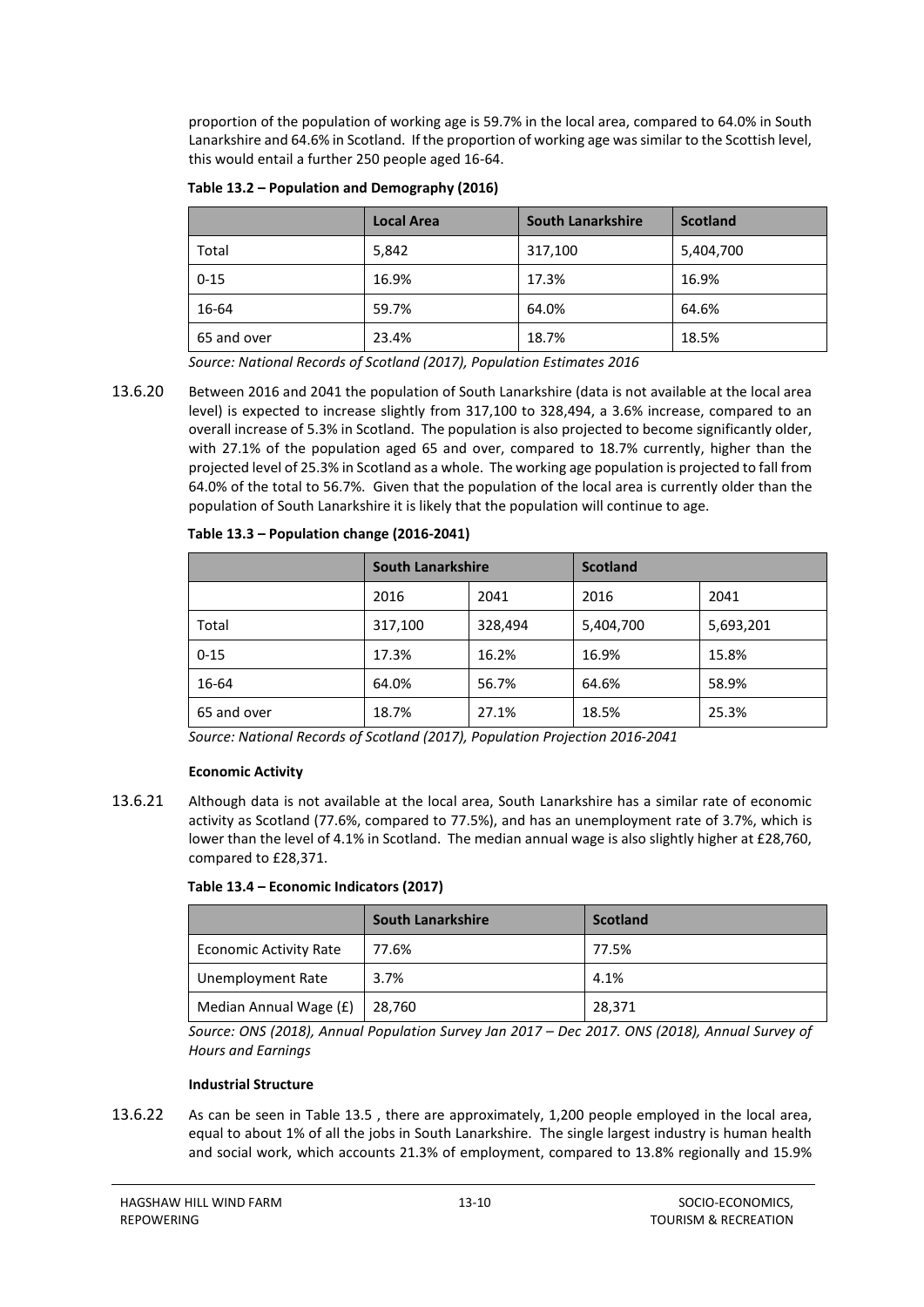proportion of the population of working age is 59.7% in the local area, compared to 64.0% in South Lanarkshire and 64.6% in Scotland. If the proportion of working age was similar to the Scottish level, this would entail a further 250 people aged 16-64.

**Table 13.2 – Population and Demography (2016)**

| | Local Area | South Lanarkshire | Scotland |
|---|---|---|---|
| Total | 5,842 | 317,100 | 5,404,700 |
| 0-15 | 16.9% | 17.3% | 16.9% |
| 16-64 | 59.7% | 64.0% | 64.6% |
| 65 and over | 23.4% | 18.7% | 18.5% |

*Source: National Records of Scotland (2017), Population Estimates 2016*

13.6.20 Between 2016 and 2041 the population of South Lanarkshire (data is not available at the local area level) is expected to increase slightly from 317,100 to 328,494, a 3.6% increase, compared to an overall increase of 5.3% in Scotland. The population is also projected to become significantly older, with 27.1% of the population aged 65 and over, compared to 18.7% currently, higher than the projected level of 25.3% in Scotland as a whole. The working age population is projected to fall from 64.0% of the total to 56.7%. Given that the population of the local area is currently older than the population of South Lanarkshire it is likely that the population will continue to age.

**Table 13.3 – Population change (2016-2041)**

| | South Lanarkshire | | Scotland | |
|---|---|---|---|---|
| | 2016 | 2041 | 2016 | 2041 |
| Total | 317,100 | 328,494 | 5,404,700 | 5,693,201 |
| 0-15 | 17.3% | 16.2% | 16.9% | 15.8% |
| 16-64 | 64.0% | 56.7% | 64.6% | 58.9% |
| 65 and over | 18.7% | 27.1% | 18.5% | 25.3% |

*Source: National Records of Scotland (2017), Population Projection 2016-2041*

**Economic Activity**

13.6.21 Although data is not available at the local area, South Lanarkshire has a similar rate of economic activity as Scotland (77.6%, compared to 77.5%), and has an unemployment rate of 3.7%, which is lower than the level of 4.1% in Scotland. The median annual wage is also slightly higher at £28,760, compared to £28,371.

**Table 13.4 – Economic Indicators (2017)**

| | South Lanarkshire | Scotland |
|---|---|---|
| Economic Activity Rate | 77.6% | 77.5% |
| Unemployment Rate | 3.7% | 4.1% |
| Median Annual Wage (£) | 28,760 | 28,371 |

*Source: ONS (2018), Annual Population Survey Jan 2017 – Dec 2017. ONS (2018), Annual Survey of Hours and Earnings*

**Industrial Structure**

13.6.22 As can be seen in Table 13.5 , there are approximately, 1,200 people employed in the local area, equal to about 1% of all the jobs in South Lanarkshire. The single largest industry is human health and social work, which accounts 21.3% of employment, compared to 13.8% regionally and 15.9%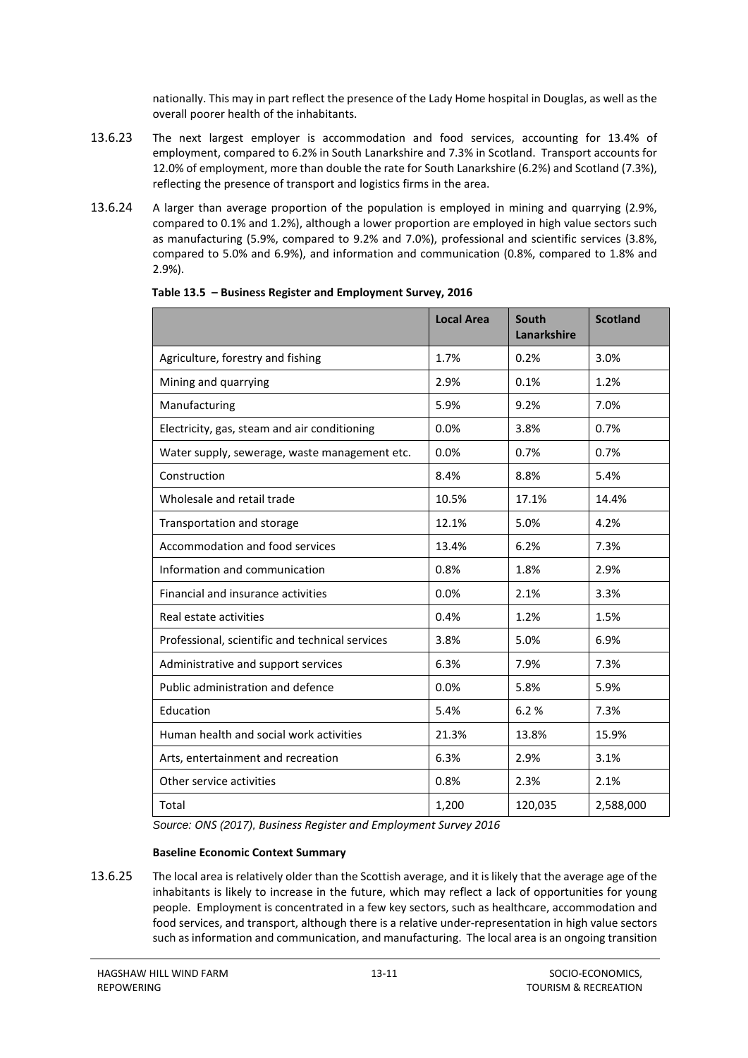nationally. This may in part reflect the presence of the Lady Home hospital in Douglas, as well as the overall poorer health of the inhabitants.

13.6.23 The next largest employer is accommodation and food services, accounting for 13.4% of employment, compared to 6.2% in South Lanarkshire and 7.3% in Scotland. Transport accounts for 12.0% of employment, more than double the rate for South Lanarkshire (6.2%) and Scotland (7.3%), reflecting the presence of transport and logistics firms in the area.

13.6.24 A larger than average proportion of the population is employed in mining and quarrying (2.9%, compared to 0.1% and 1.2%), although a lower proportion are employed in high value sectors such as manufacturing (5.9%, compared to 9.2% and 7.0%), professional and scientific services (3.8%, compared to 5.0% and 6.9%), and information and communication (0.8%, compared to 1.8% and 2.9%).

**Table 13.5 – Business Register and Employment Survey, 2016**

| | Local Area | South Lanarkshire | Scotland |
|---|---|---|---|
| Agriculture, forestry and fishing | 1.7% | 0.2% | 3.0% |
| Mining and quarrying | 2.9% | 0.1% | 1.2% |
| Manufacturing | 5.9% | 9.2% | 7.0% |
| Electricity, gas, steam and air conditioning | 0.0% | 3.8% | 0.7% |
| Water supply, sewerage, waste management etc. | 0.0% | 0.7% | 0.7% |
| Construction | 8.4% | 8.8% | 5.4% |
| Wholesale and retail trade | 10.5% | 17.1% | 14.4% |
| Transportation and storage | 12.1% | 5.0% | 4.2% |
| Accommodation and food services | 13.4% | 6.2% | 7.3% |
| Information and communication | 0.8% | 1.8% | 2.9% |
| Financial and insurance activities | 0.0% | 2.1% | 3.3% |
| Real estate activities | 0.4% | 1.2% | 1.5% |
| Professional, scientific and technical services | 3.8% | 5.0% | 6.9% |
| Administrative and support services | 6.3% | 7.9% | 7.3% |
| Public administration and defence | 0.0% | 5.8% | 5.9% |
| Education | 5.4% | 6.2 % | 7.3% |
| Human health and social work activities | 21.3% | 13.8% | 15.9% |
| Arts, entertainment and recreation | 6.3% | 2.9% | 3.1% |
| Other service activities | 0.8% | 2.3% | 2.1% |
| Total | 1,200 | 120,035 | 2,588,000 |

*Source: ONS (2017), Business Register and Employment Survey 2016*

**Baseline Economic Context Summary**

13.6.25 The local area is relatively older than the Scottish average, and it is likely that the average age of the inhabitants is likely to increase in the future, which may reflect a lack of opportunities for young people. Employment is concentrated in a few key sectors, such as healthcare, accommodation and food services, and transport, although there is a relative under-representation in high value sectors such as information and communication, and manufacturing. The local area is an ongoing transition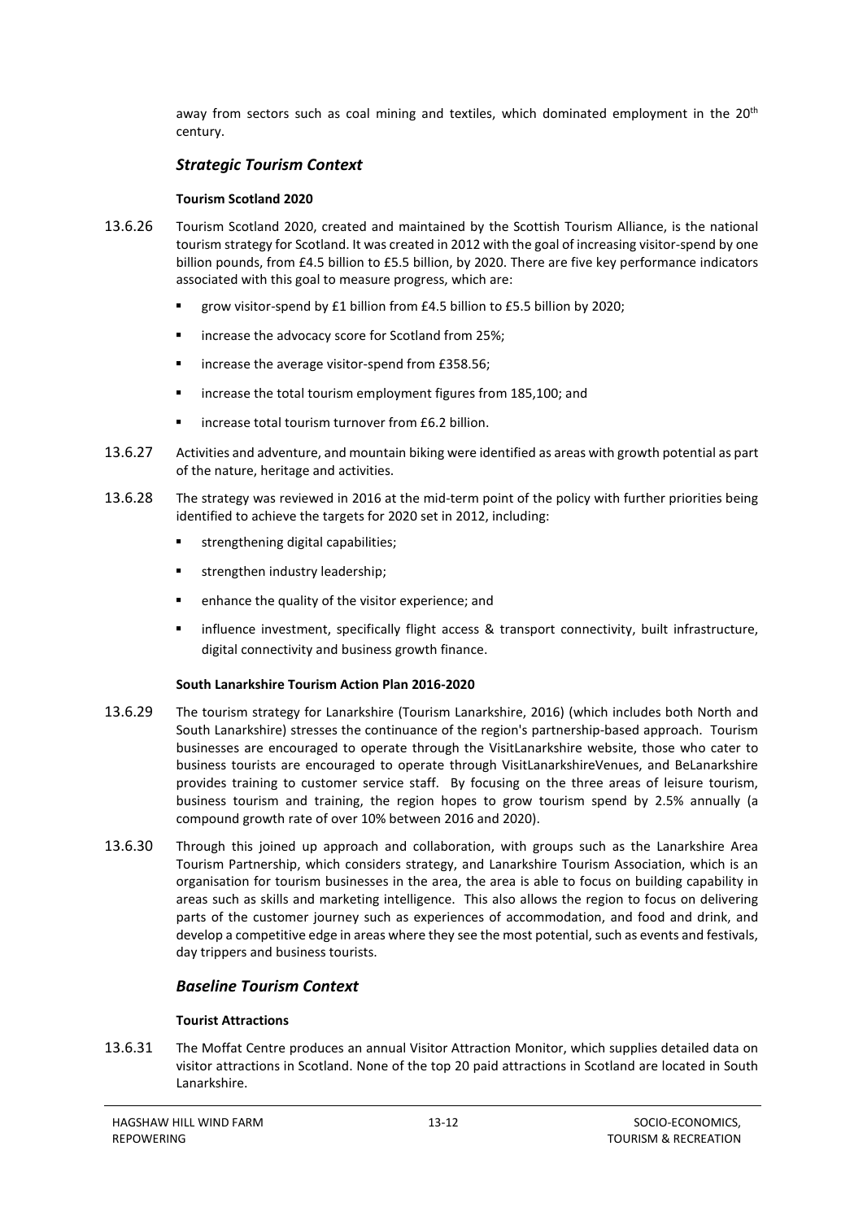away from sectors such as coal mining and textiles, which dominated employment in the 20th century.

## *Strategic Tourism Context*

**Tourism Scotland 2020**

13.6.26 Tourism Scotland 2020, created and maintained by the Scottish Tourism Alliance, is the national tourism strategy for Scotland. It was created in 2012 with the goal of increasing visitor-spend by one billion pounds, from £4.5 billion to £5.5 billion, by 2020. There are five key performance indicators associated with this goal to measure progress, which are:

- grow visitor-spend by £1 billion from £4.5 billion to £5.5 billion by 2020;
- increase the advocacy score for Scotland from 25%;
- increase the average visitor-spend from £358.56;
- increase the total tourism employment figures from 185,100; and
- increase total tourism turnover from £6.2 billion.

13.6.27 Activities and adventure, and mountain biking were identified as areas with growth potential as part of the nature, heritage and activities.

13.6.28 The strategy was reviewed in 2016 at the mid-term point of the policy with further priorities being identified to achieve the targets for 2020 set in 2012, including:

- strengthening digital capabilities;
- strengthen industry leadership;
- enhance the quality of the visitor experience; and
- influence investment, specifically flight access & transport connectivity, built infrastructure, digital connectivity and business growth finance.

**South Lanarkshire Tourism Action Plan 2016-2020**

13.6.29 The tourism strategy for Lanarkshire (Tourism Lanarkshire, 2016) (which includes both North and South Lanarkshire) stresses the continuance of the region's partnership-based approach. Tourism businesses are encouraged to operate through the VisitLanarkshire website, those who cater to business tourists are encouraged to operate through VisitLanarkshireVenues, and BeLanarkshire provides training to customer service staff. By focusing on the three areas of leisure tourism, business tourism and training, the region hopes to grow tourism spend by 2.5% annually (a compound growth rate of over 10% between 2016 and 2020).

13.6.30 Through this joined up approach and collaboration, with groups such as the Lanarkshire Area Tourism Partnership, which considers strategy, and Lanarkshire Tourism Association, which is an organisation for tourism businesses in the area, the area is able to focus on building capability in areas such as skills and marketing intelligence. This also allows the region to focus on delivering parts of the customer journey such as experiences of accommodation, and food and drink, and develop a competitive edge in areas where they see the most potential, such as events and festivals, day trippers and business tourists.

## *Baseline Tourism Context*

**Tourist Attractions**

13.6.31 The Moffat Centre produces an annual Visitor Attraction Monitor, which supplies detailed data on visitor attractions in Scotland. None of the top 20 paid attractions in Scotland are located in South Lanarkshire.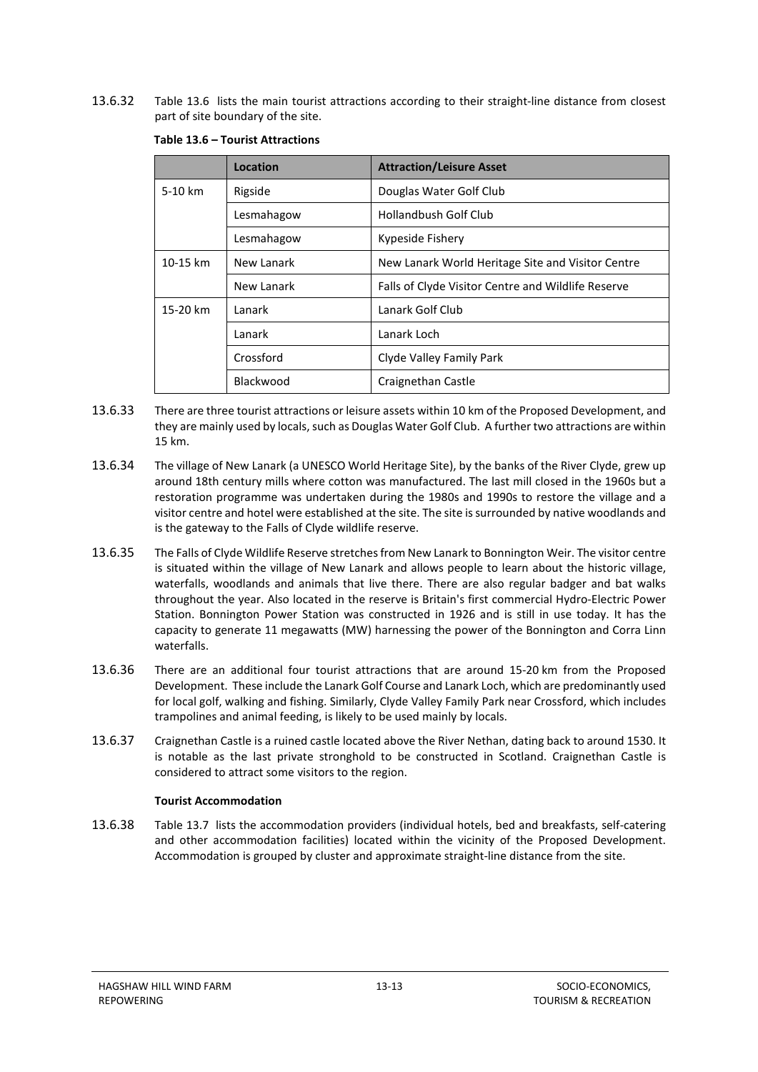13.6.32 Table 13.6 lists the main tourist attractions according to their straight-line distance from closest part of site boundary of the site.

**Table 13.6 – Tourist Attractions**

| | Location | Attraction/Leisure Asset |
|---|---|---|
| 5-10 km | Rigside | Douglas Water Golf Club |
| | Lesmahagow | Hollandbush Golf Club |
| | Lesmahagow | Kypeside Fishery |
| 10-15 km | New Lanark | New Lanark World Heritage Site and Visitor Centre |
| | New Lanark | Falls of Clyde Visitor Centre and Wildlife Reserve |
| 15-20 km | Lanark | Lanark Golf Club |
| | Lanark | Lanark Loch |
| | Crossford | Clyde Valley Family Park |
| | Blackwood | Craignethan Castle |

13.6.33 There are three tourist attractions or leisure assets within 10 km of the Proposed Development, and they are mainly used by locals, such as Douglas Water Golf Club. A further two attractions are within 15 km.

13.6.34 The village of New Lanark (a UNESCO World Heritage Site), by the banks of the River Clyde, grew up around 18th century mills where cotton was manufactured. The last mill closed in the 1960s but a restoration programme was undertaken during the 1980s and 1990s to restore the village and a visitor centre and hotel were established at the site. The site is surrounded by native woodlands and is the gateway to the Falls of Clyde wildlife reserve.

13.6.35 The Falls of Clyde Wildlife Reserve stretches from New Lanark to Bonnington Weir. The visitor centre is situated within the village of New Lanark and allows people to learn about the historic village, waterfalls, woodlands and animals that live there. There are also regular badger and bat walks throughout the year. Also located in the reserve is Britain's first commercial Hydro-Electric Power Station. Bonnington Power Station was constructed in 1926 and is still in use today. It has the capacity to generate 11 megawatts (MW) harnessing the power of the Bonnington and Corra Linn waterfalls.

13.6.36 There are an additional four tourist attractions that are around 15-20 km from the Proposed Development. These include the Lanark Golf Course and Lanark Loch, which are predominantly used for local golf, walking and fishing. Similarly, Clyde Valley Family Park near Crossford, which includes trampolines and animal feeding, is likely to be used mainly by locals.

13.6.37 Craignethan Castle is a ruined castle located above the River Nethan, dating back to around 1530. It is notable as the last private stronghold to be constructed in Scotland. Craignethan Castle is considered to attract some visitors to the region.

**Tourist Accommodation**

13.6.38 Table 13.7 lists the accommodation providers (individual hotels, bed and breakfasts, self-catering and other accommodation facilities) located within the vicinity of the Proposed Development. Accommodation is grouped by cluster and approximate straight-line distance from the site.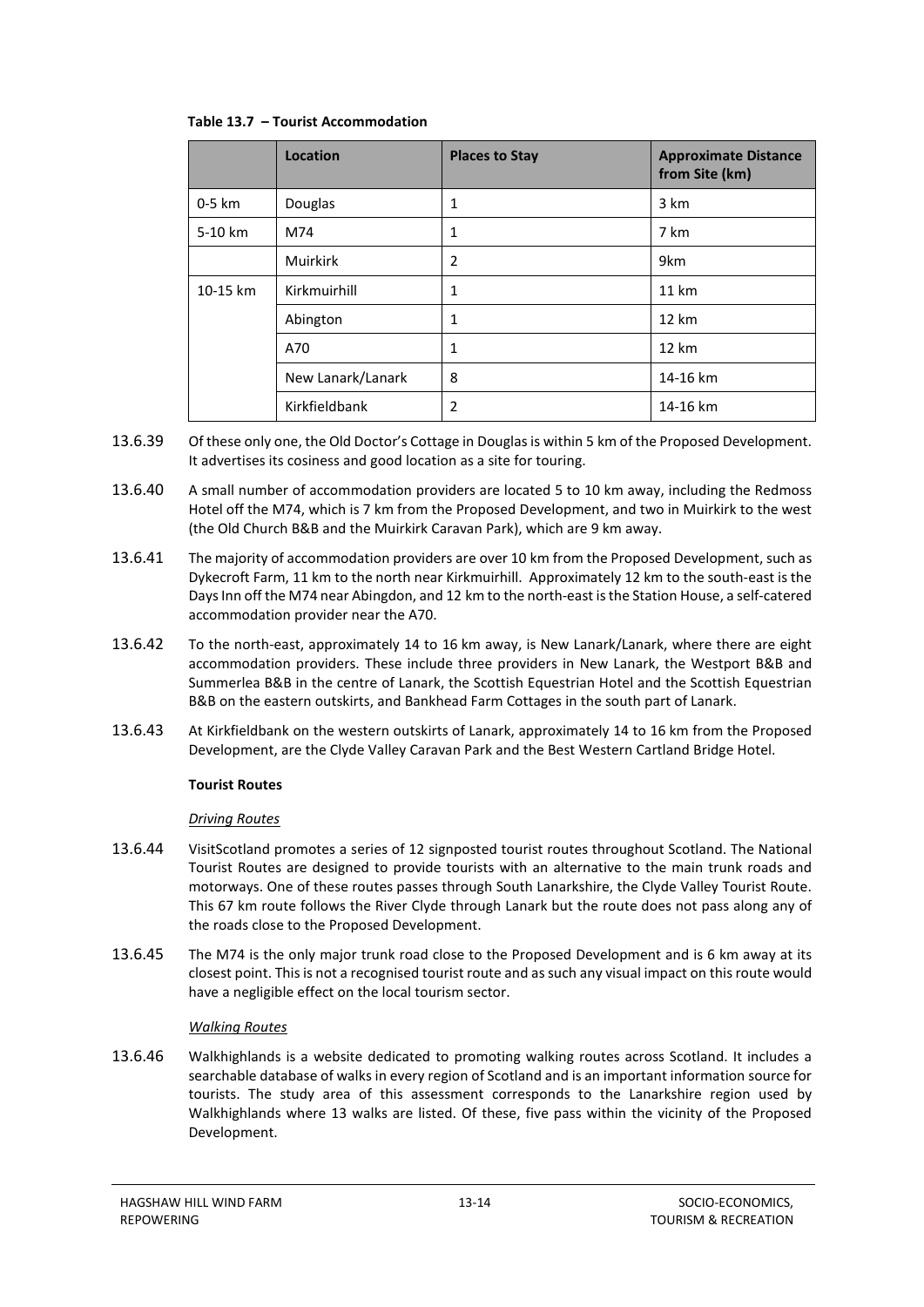**Table 13.7 – Tourist Accommodation**

| | Location | Places to Stay | Approximate Distance from Site (km) |
|---|---|---|---|
| 0-5 km | Douglas | 1 | 3 km |
| 5-10 km | M74 | 1 | 7 km |
| | Muirkirk | 2 | 9km |
| 10-15 km | Kirkmuirhill | 1 | 11 km |
| | Abington | 1 | 12 km |
| | A70 | 1 | 12 km |
| | New Lanark/Lanark | 8 | 14-16 km |
| | Kirkfieldbank | 2 | 14-16 km |

13.6.39 Of these only one, the Old Doctor's Cottage in Douglas is within 5 km of the Proposed Development. It advertises its cosiness and good location as a site for touring.

13.6.40 A small number of accommodation providers are located 5 to 10 km away, including the Redmoss Hotel off the M74, which is 7 km from the Proposed Development, and two in Muirkirk to the west (the Old Church B&B and the Muirkirk Caravan Park), which are 9 km away.

13.6.41 The majority of accommodation providers are over 10 km from the Proposed Development, such as Dykecroft Farm, 11 km to the north near Kirkmuirhill. Approximately 12 km to the south-east is the Days Inn off the M74 near Abingdon, and 12 km to the north-east is the Station House, a self-catered accommodation provider near the A70.

13.6.42 To the north-east, approximately 14 to 16 km away, is New Lanark/Lanark, where there are eight accommodation providers. These include three providers in New Lanark, the Westport B&B and Summerlea B&B in the centre of Lanark, the Scottish Equestrian Hotel and the Scottish Equestrian B&B on the eastern outskirts, and Bankhead Farm Cottages in the south part of Lanark.

13.6.43 At Kirkfieldbank on the western outskirts of Lanark, approximately 14 to 16 km from the Proposed Development, are the Clyde Valley Caravan Park and the Best Western Cartland Bridge Hotel.

**Tourist Routes**

*Driving Routes*

13.6.44 VisitScotland promotes a series of 12 signposted tourist routes throughout Scotland. The National Tourist Routes are designed to provide tourists with an alternative to the main trunk roads and motorways. One of these routes passes through South Lanarkshire, the Clyde Valley Tourist Route. This 67 km route follows the River Clyde through Lanark but the route does not pass along any of the roads close to the Proposed Development.

13.6.45 The M74 is the only major trunk road close to the Proposed Development and is 6 km away at its closest point. This is not a recognised tourist route and as such any visual impact on this route would have a negligible effect on the local tourism sector.

*Walking Routes*

13.6.46 Walkhighlands is a website dedicated to promoting walking routes across Scotland. It includes a searchable database of walks in every region of Scotland and is an important information source for tourists. The study area of this assessment corresponds to the Lanarkshire region used by Walkhighlands where 13 walks are listed. Of these, five pass within the vicinity of the Proposed Development.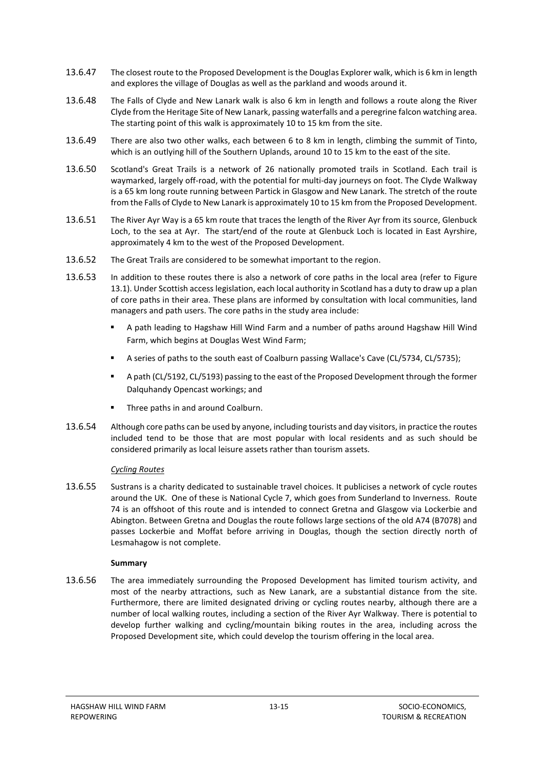13.6.47 The closest route to the Proposed Development is the Douglas Explorer walk, which is 6 km in length and explores the village of Douglas as well as the parkland and woods around it.

13.6.48 The Falls of Clyde and New Lanark walk is also 6 km in length and follows a route along the River Clyde from the Heritage Site of New Lanark, passing waterfalls and a peregrine falcon watching area. The starting point of this walk is approximately 10 to 15 km from the site.

13.6.49 There are also two other walks, each between 6 to 8 km in length, climbing the summit of Tinto, which is an outlying hill of the Southern Uplands, around 10 to 15 km to the east of the site.

13.6.50 Scotland's Great Trails is a network of 26 nationally promoted trails in Scotland. Each trail is waymarked, largely off-road, with the potential for multi-day journeys on foot. The Clyde Walkway is a 65 km long route running between Partick in Glasgow and New Lanark. The stretch of the route from the Falls of Clyde to New Lanark is approximately 10 to 15 km from the Proposed Development.

13.6.51 The River Ayr Way is a 65 km route that traces the length of the River Ayr from its source, Glenbuck Loch, to the sea at Ayr. The start/end of the route at Glenbuck Loch is located in East Ayrshire, approximately 4 km to the west of the Proposed Development.

13.6.52 The Great Trails are considered to be somewhat important to the region.

13.6.53 In addition to these routes there is also a network of core paths in the local area (refer to Figure 13.1). Under Scottish access legislation, each local authority in Scotland has a duty to draw up a plan of core paths in their area. These plans are informed by consultation with local communities, land managers and path users. The core paths in the study area include:

- A path leading to Hagshaw Hill Wind Farm and a number of paths around Hagshaw Hill Wind Farm, which begins at Douglas West Wind Farm;
- A series of paths to the south east of Coalburn passing Wallace's Cave (CL/5734, CL/5735);
- A path (CL/5192, CL/5193) passing to the east of the Proposed Development through the former Dalquhandy Opencast workings; and
- Three paths in and around Coalburn.

13.6.54 Although core paths can be used by anyone, including tourists and day visitors, in practice the routes included tend to be those that are most popular with local residents and as such should be considered primarily as local leisure assets rather than tourism assets.

*Cycling Routes*

13.6.55 Sustrans is a charity dedicated to sustainable travel choices. It publicises a network of cycle routes around the UK. One of these is National Cycle 7, which goes from Sunderland to Inverness. Route 74 is an offshoot of this route and is intended to connect Gretna and Glasgow via Lockerbie and Abington. Between Gretna and Douglas the route follows large sections of the old A74 (B7078) and passes Lockerbie and Moffat before arriving in Douglas, though the section directly north of Lesmahagow is not complete.

**Summary**

13.6.56 The area immediately surrounding the Proposed Development has limited tourism activity, and most of the nearby attractions, such as New Lanark, are a substantial distance from the site. Furthermore, there are limited designated driving or cycling routes nearby, although there are a number of local walking routes, including a section of the River Ayr Walkway. There is potential to develop further walking and cycling/mountain biking routes in the area, including across the Proposed Development site, which could develop the tourism offering in the local area.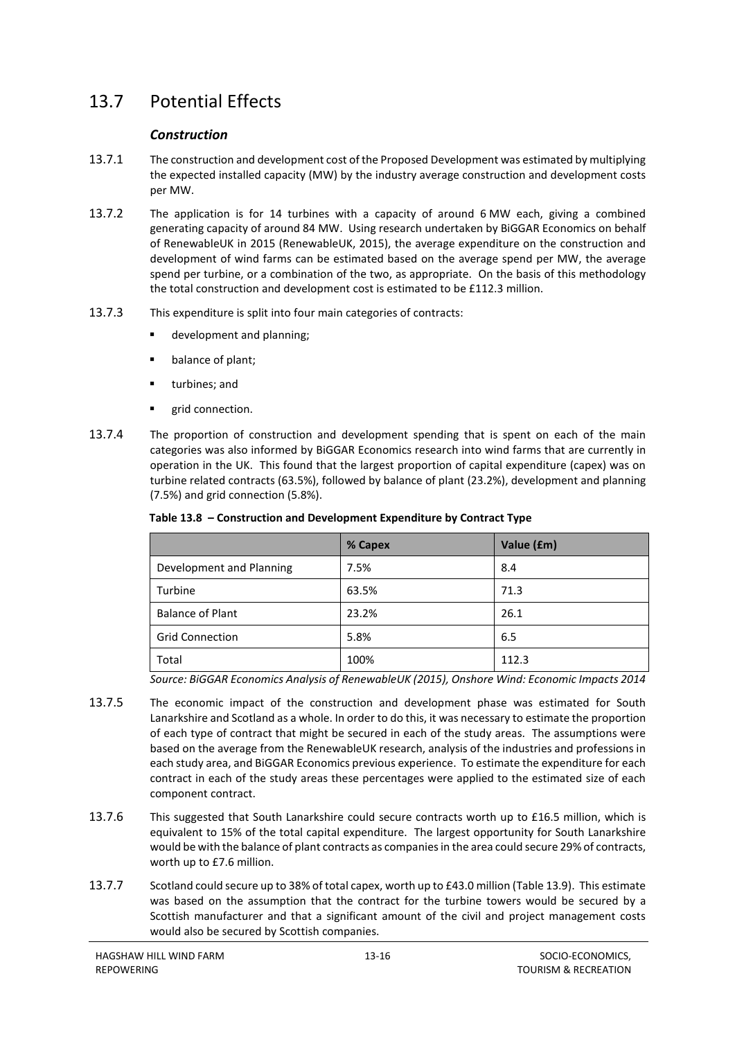## 13.7 Potential Effects

### *Construction*

13.7.1 The construction and development cost of the Proposed Development was estimated by multiplying the expected installed capacity (MW) by the industry average construction and development costs per MW.

13.7.2 The application is for 14 turbines with a capacity of around 6 MW each, giving a combined generating capacity of around 84 MW. Using research undertaken by BiGGAR Economics on behalf of RenewableUK in 2015 (RenewableUK, 2015), the average expenditure on the construction and development of wind farms can be estimated based on the average spend per MW, the average spend per turbine, or a combination of the two, as appropriate. On the basis of this methodology the total construction and development cost is estimated to be £112.3 million.

13.7.3 This expenditure is split into four main categories of contracts:

- development and planning;
- balance of plant;
- turbines; and
- grid connection.

13.7.4 The proportion of construction and development spending that is spent on each of the main categories was also informed by BiGGAR Economics research into wind farms that are currently in operation in the UK. This found that the largest proportion of capital expenditure (capex) was on turbine related contracts (63.5%), followed by balance of plant (23.2%), development and planning (7.5%) and grid connection (5.8%).

**Table 13.8 – Construction and Development Expenditure by Contract Type**

| | % Capex | Value (£m) |
|---|---|---|
| Development and Planning | 7.5% | 8.4 |
| Turbine | 63.5% | 71.3 |
| Balance of Plant | 23.2% | 26.1 |
| Grid Connection | 5.8% | 6.5 |
| Total | 100% | 112.3 |

*Source: BiGGAR Economics Analysis of RenewableUK (2015), Onshore Wind: Economic Impacts 2014*

13.7.5 The economic impact of the construction and development phase was estimated for South Lanarkshire and Scotland as a whole. In order to do this, it was necessary to estimate the proportion of each type of contract that might be secured in each of the study areas. The assumptions were based on the average from the RenewableUK research, analysis of the industries and professions in each study area, and BiGGAR Economics previous experience. To estimate the expenditure for each contract in each of the study areas these percentages were applied to the estimated size of each component contract.

13.7.6 This suggested that South Lanarkshire could secure contracts worth up to £16.5 million, which is equivalent to 15% of the total capital expenditure. The largest opportunity for South Lanarkshire would be with the balance of plant contracts as companies in the area could secure 29% of contracts, worth up to £7.6 million.

13.7.7 Scotland could secure up to 38% of total capex, worth up to £43.0 million (Table 13.9). This estimate was based on the assumption that the contract for the turbine towers would be secured by a Scottish manufacturer and that a significant amount of the civil and project management costs would also be secured by Scottish companies.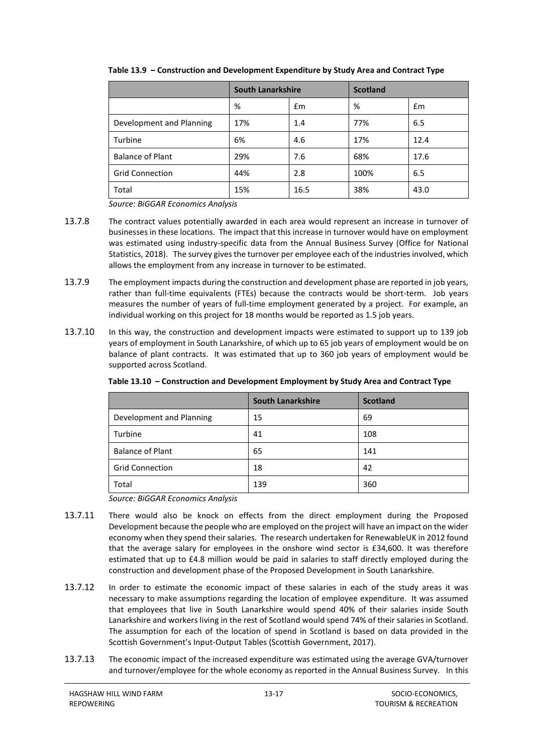**Table 13.9 – Construction and Development Expenditure by Study Area and Contract Type**

| | South Lanarkshire | | Scotland | |
|---|---|---|---|---|
| | % | £m | % | £m |
| Development and Planning | 17% | 1.4 | 77% | 6.5 |
| Turbine | 6% | 4.6 | 17% | 12.4 |
| Balance of Plant | 29% | 7.6 | 68% | 17.6 |
| Grid Connection | 44% | 2.8 | 100% | 6.5 |
| Total | 15% | 16.5 | 38% | 43.0 |

*Source: BiGGAR Economics Analysis*

13.7.8 The contract values potentially awarded in each area would represent an increase in turnover of businesses in these locations. The impact that this increase in turnover would have on employment was estimated using industry-specific data from the Annual Business Survey (Office for National Statistics, 2018). The survey gives the turnover per employee each of the industries involved, which allows the employment from any increase in turnover to be estimated.

13.7.9 The employment impacts during the construction and development phase are reported in job years, rather than full-time equivalents (FTEs) because the contracts would be short-term. Job years measures the number of years of full-time employment generated by a project. For example, an individual working on this project for 18 months would be reported as 1.5 job years.

13.7.10 In this way, the construction and development impacts were estimated to support up to 139 job years of employment in South Lanarkshire, of which up to 65 job years of employment would be on balance of plant contracts. It was estimated that up to 360 job years of employment would be supported across Scotland.

**Table 13.10 – Construction and Development Employment by Study Area and Contract Type**

| | South Lanarkshire | Scotland |
|---|---|---|
| Development and Planning | 15 | 69 |
| Turbine | 41 | 108 |
| Balance of Plant | 65 | 141 |
| Grid Connection | 18 | 42 |
| Total | 139 | 360 |

*Source: BiGGAR Economics Analysis*

13.7.11 There would also be knock on effects from the direct employment during the Proposed Development because the people who are employed on the project will have an impact on the wider economy when they spend their salaries. The research undertaken for RenewableUK in 2012 found that the average salary for employees in the onshore wind sector is £34,600. It was therefore estimated that up to £4.8 million would be paid in salaries to staff directly employed during the construction and development phase of the Proposed Development in South Lanarkshire.

13.7.12 In order to estimate the economic impact of these salaries in each of the study areas it was necessary to make assumptions regarding the location of employee expenditure. It was assumed that employees that live in South Lanarkshire would spend 40% of their salaries inside South Lanarkshire and workers living in the rest of Scotland would spend 74% of their salaries in Scotland. The assumption for each of the location of spend in Scotland is based on data provided in the Scottish Government's Input-Output Tables (Scottish Government, 2017).

13.7.13 The economic impact of the increased expenditure was estimated using the average GVA/turnover and turnover/employee for the whole economy as reported in the Annual Business Survey. In this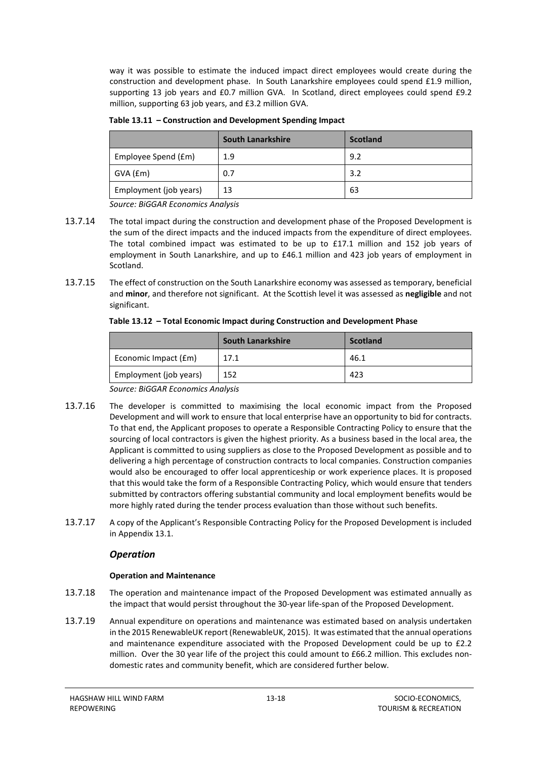way it was possible to estimate the induced impact direct employees would create during the construction and development phase. In South Lanarkshire employees could spend £1.9 million, supporting 13 job years and £0.7 million GVA. In Scotland, direct employees could spend £9.2 million, supporting 63 job years, and £3.2 million GVA.

**Table 13.11 – Construction and Development Spending Impact**

| | South Lanarkshire | Scotland |
|---|---|---|
| Employee Spend (£m) | 1.9 | 9.2 |
| GVA (£m) | 0.7 | 3.2 |
| Employment (job years) | 13 | 63 |

*Source: BiGGAR Economics Analysis*

13.7.14 The total impact during the construction and development phase of the Proposed Development is the sum of the direct impacts and the induced impacts from the expenditure of direct employees. The total combined impact was estimated to be up to £17.1 million and 152 job years of employment in South Lanarkshire, and up to £46.1 million and 423 job years of employment in Scotland.

13.7.15 The effect of construction on the South Lanarkshire economy was assessed as temporary, beneficial and **minor**, and therefore not significant. At the Scottish level it was assessed as **negligible** and not significant.

**Table 13.12 – Total Economic Impact during Construction and Development Phase**

| | South Lanarkshire | Scotland |
|---|---|---|
| Economic Impact (£m) | 17.1 | 46.1 |
| Employment (job years) | 152 | 423 |

*Source: BiGGAR Economics Analysis*

13.7.16 The developer is committed to maximising the local economic impact from the Proposed Development and will work to ensure that local enterprise have an opportunity to bid for contracts. To that end, the Applicant proposes to operate a Responsible Contracting Policy to ensure that the sourcing of local contractors is given the highest priority. As a business based in the local area, the Applicant is committed to using suppliers as close to the Proposed Development as possible and to delivering a high percentage of construction contracts to local companies. Construction companies would also be encouraged to offer local apprenticeship or work experience places. It is proposed that this would take the form of a Responsible Contracting Policy, which would ensure that tenders submitted by contractors offering substantial community and local employment benefits would be more highly rated during the tender process evaluation than those without such benefits.

13.7.17 A copy of the Applicant's Responsible Contracting Policy for the Proposed Development is included in Appendix 13.1.

### *Operation*

**Operation and Maintenance**

13.7.18 The operation and maintenance impact of the Proposed Development was estimated annually as the impact that would persist throughout the 30-year life-span of the Proposed Development.

13.7.19 Annual expenditure on operations and maintenance was estimated based on analysis undertaken in the 2015 RenewableUK report (RenewableUK, 2015). It was estimated that the annual operations and maintenance expenditure associated with the Proposed Development could be up to £2.2 million. Over the 30 year life of the project this could amount to £66.2 million. This excludes non-domestic rates and community benefit, which are considered further below.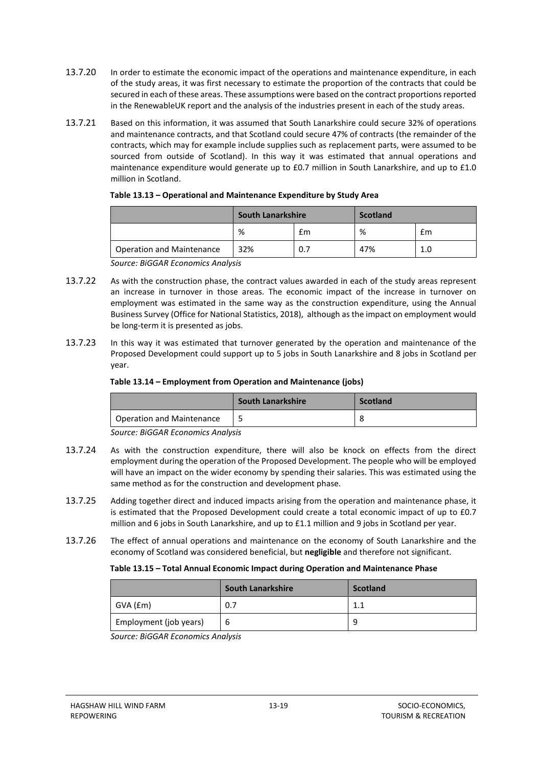13.7.20 In order to estimate the economic impact of the operations and maintenance expenditure, in each of the study areas, it was first necessary to estimate the proportion of the contracts that could be secured in each of these areas. These assumptions were based on the contract proportions reported in the RenewableUK report and the analysis of the industries present in each of the study areas.

13.7.21 Based on this information, it was assumed that South Lanarkshire could secure 32% of operations and maintenance contracts, and that Scotland could secure 47% of contracts (the remainder of the contracts, which may for example include supplies such as replacement parts, were assumed to be sourced from outside of Scotland). In this way it was estimated that annual operations and maintenance expenditure would generate up to £0.7 million in South Lanarkshire, and up to £1.0 million in Scotland.

**Table 13.13 – Operational and Maintenance Expenditure by Study Area**

| | South Lanarkshire | | Scotland | |
|---|---|---|---|---|
| | % | £m | % | £m |
| Operation and Maintenance | 32% | 0.7 | 47% | 1.0 |

*Source: BiGGAR Economics Analysis*

13.7.22 As with the construction phase, the contract values awarded in each of the study areas represent an increase in turnover in those areas. The economic impact of the increase in turnover on employment was estimated in the same way as the construction expenditure, using the Annual Business Survey (Office for National Statistics, 2018), although as the impact on employment would be long-term it is presented as jobs.

13.7.23 In this way it was estimated that turnover generated by the operation and maintenance of the Proposed Development could support up to 5 jobs in South Lanarkshire and 8 jobs in Scotland per year.

**Table 13.14 – Employment from Operation and Maintenance (jobs)**

| | South Lanarkshire | Scotland |
|---|---|---|
| Operation and Maintenance | 5 | 8 |

*Source: BiGGAR Economics Analysis*

13.7.24 As with the construction expenditure, there will also be knock on effects from the direct employment during the operation of the Proposed Development. The people who will be employed will have an impact on the wider economy by spending their salaries. This was estimated using the same method as for the construction and development phase.

13.7.25 Adding together direct and induced impacts arising from the operation and maintenance phase, it is estimated that the Proposed Development could create a total economic impact of up to £0.7 million and 6 jobs in South Lanarkshire, and up to £1.1 million and 9 jobs in Scotland per year.

13.7.26 The effect of annual operations and maintenance on the economy of South Lanarkshire and the economy of Scotland was considered beneficial, but **negligible** and therefore not significant.

**Table 13.15 – Total Annual Economic Impact during Operation and Maintenance Phase**

| | South Lanarkshire | Scotland |
|---|---|---|
| GVA (£m) | 0.7 | 1.1 |
| Employment (job years) | 6 | 9 |

*Source: BiGGAR Economics Analysis*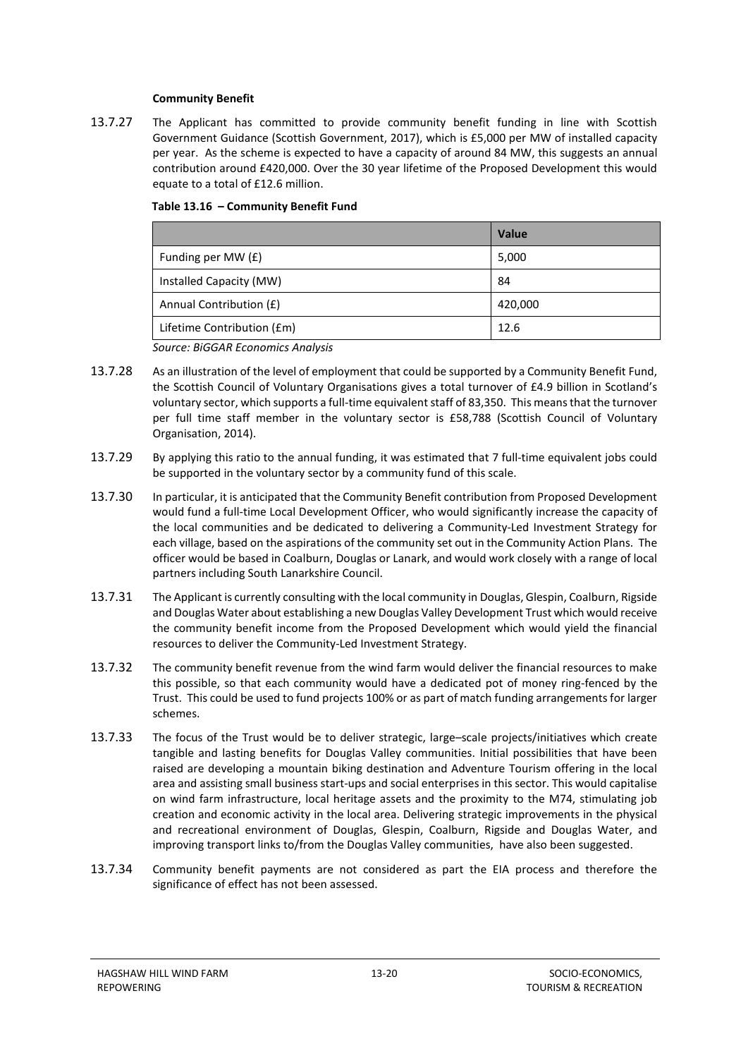**Community Benefit**

13.7.27 The Applicant has committed to provide community benefit funding in line with Scottish Government Guidance (Scottish Government, 2017), which is £5,000 per MW of installed capacity per year. As the scheme is expected to have a capacity of around 84 MW, this suggests an annual contribution around £420,000. Over the 30 year lifetime of the Proposed Development this would equate to a total of £12.6 million.

**Table 13.16 – Community Benefit Fund**

| | Value |
|---|---|
| Funding per MW (£) | 5,000 |
| Installed Capacity (MW) | 84 |
| Annual Contribution (£) | 420,000 |
| Lifetime Contribution (£m) | 12.6 |

*Source: BiGGAR Economics Analysis*

13.7.28 As an illustration of the level of employment that could be supported by a Community Benefit Fund, the Scottish Council of Voluntary Organisations gives a total turnover of £4.9 billion in Scotland's voluntary sector, which supports a full-time equivalent staff of 83,350. This means that the turnover per full time staff member in the voluntary sector is £58,788 (Scottish Council of Voluntary Organisation, 2014).

13.7.29 By applying this ratio to the annual funding, it was estimated that 7 full-time equivalent jobs could be supported in the voluntary sector by a community fund of this scale.

13.7.30 In particular, it is anticipated that the Community Benefit contribution from Proposed Development would fund a full-time Local Development Officer, who would significantly increase the capacity of the local communities and be dedicated to delivering a Community-Led Investment Strategy for each village, based on the aspirations of the community set out in the Community Action Plans. The officer would be based in Coalburn, Douglas or Lanark, and would work closely with a range of local partners including South Lanarkshire Council.

13.7.31 The Applicant is currently consulting with the local community in Douglas, Glespin, Coalburn, Rigside and Douglas Water about establishing a new Douglas Valley Development Trust which would receive the community benefit income from the Proposed Development which would yield the financial resources to deliver the Community-Led Investment Strategy.

13.7.32 The community benefit revenue from the wind farm would deliver the financial resources to make this possible, so that each community would have a dedicated pot of money ring-fenced by the Trust. This could be used to fund projects 100% or as part of match funding arrangements for larger schemes.

13.7.33 The focus of the Trust would be to deliver strategic, large–scale projects/initiatives which create tangible and lasting benefits for Douglas Valley communities. Initial possibilities that have been raised are developing a mountain biking destination and Adventure Tourism offering in the local area and assisting small business start-ups and social enterprises in this sector. This would capitalise on wind farm infrastructure, local heritage assets and the proximity to the M74, stimulating job creation and economic activity in the local area. Delivering strategic improvements in the physical and recreational environment of Douglas, Glespin, Coalburn, Rigside and Douglas Water, and improving transport links to/from the Douglas Valley communities, have also been suggested.

13.7.34 Community benefit payments are not considered as part the EIA process and therefore the significance of effect has not been assessed.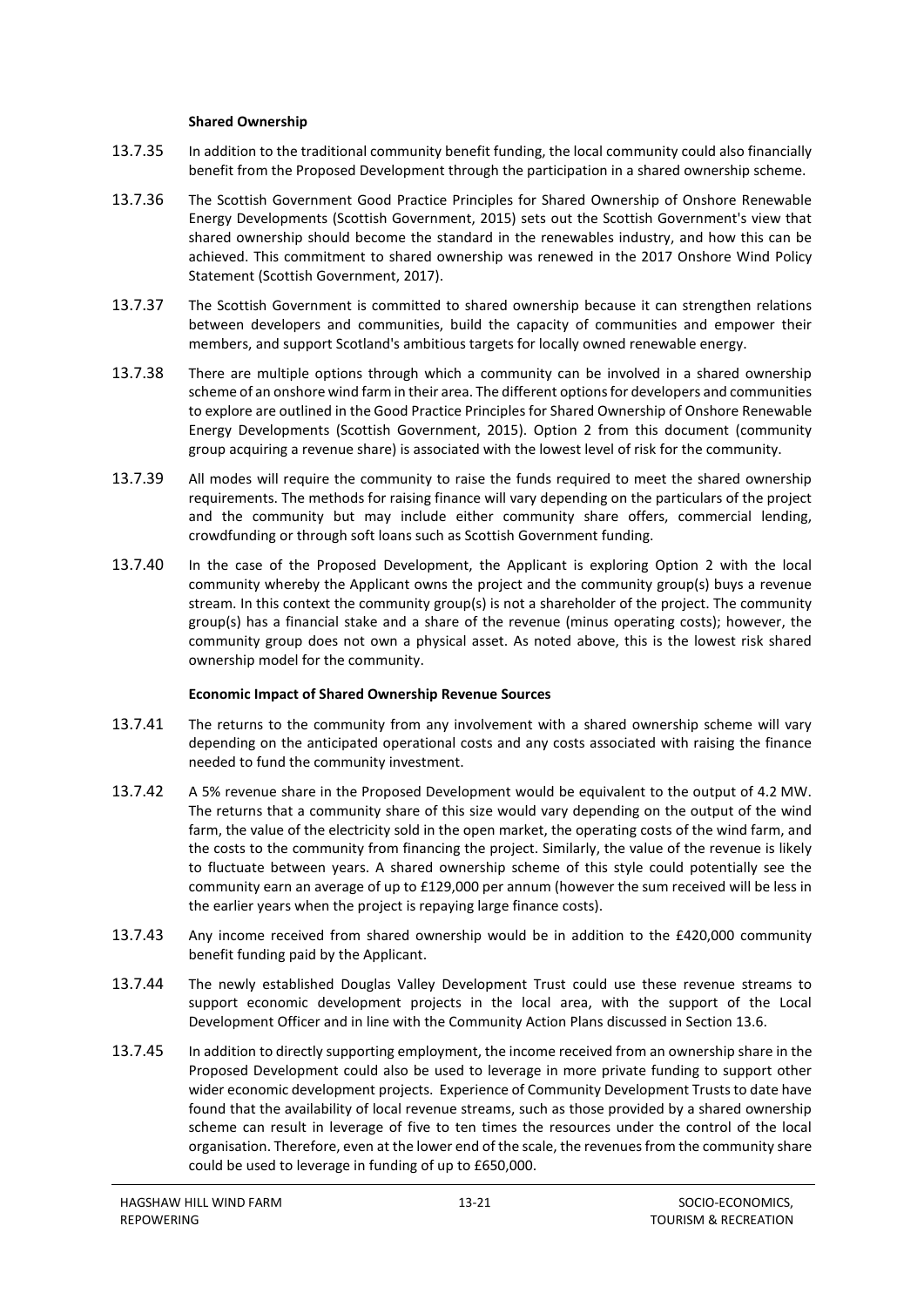**Shared Ownership**

13.7.35 In addition to the traditional community benefit funding, the local community could also financially benefit from the Proposed Development through the participation in a shared ownership scheme.

13.7.36 The Scottish Government Good Practice Principles for Shared Ownership of Onshore Renewable Energy Developments (Scottish Government, 2015) sets out the Scottish Government's view that shared ownership should become the standard in the renewables industry, and how this can be achieved. This commitment to shared ownership was renewed in the 2017 Onshore Wind Policy Statement (Scottish Government, 2017).

13.7.37 The Scottish Government is committed to shared ownership because it can strengthen relations between developers and communities, build the capacity of communities and empower their members, and support Scotland's ambitious targets for locally owned renewable energy.

13.7.38 There are multiple options through which a community can be involved in a shared ownership scheme of an onshore wind farm in their area. The different options for developers and communities to explore are outlined in the Good Practice Principles for Shared Ownership of Onshore Renewable Energy Developments (Scottish Government, 2015). Option 2 from this document (community group acquiring a revenue share) is associated with the lowest level of risk for the community.

13.7.39 All modes will require the community to raise the funds required to meet the shared ownership requirements. The methods for raising finance will vary depending on the particulars of the project and the community but may include either community share offers, commercial lending, crowdfunding or through soft loans such as Scottish Government funding.

13.7.40 In the case of the Proposed Development, the Applicant is exploring Option 2 with the local community whereby the Applicant owns the project and the community group(s) buys a revenue stream. In this context the community group(s) is not a shareholder of the project. The community group(s) has a financial stake and a share of the revenue (minus operating costs); however, the community group does not own a physical asset. As noted above, this is the lowest risk shared ownership model for the community.

**Economic Impact of Shared Ownership Revenue Sources**

13.7.41 The returns to the community from any involvement with a shared ownership scheme will vary depending on the anticipated operational costs and any costs associated with raising the finance needed to fund the community investment.

13.7.42 A 5% revenue share in the Proposed Development would be equivalent to the output of 4.2 MW. The returns that a community share of this size would vary depending on the output of the wind farm, the value of the electricity sold in the open market, the operating costs of the wind farm, and the costs to the community from financing the project. Similarly, the value of the revenue is likely to fluctuate between years. A shared ownership scheme of this style could potentially see the community earn an average of up to £129,000 per annum (however the sum received will be less in the earlier years when the project is repaying large finance costs).

13.7.43 Any income received from shared ownership would be in addition to the £420,000 community benefit funding paid by the Applicant.

13.7.44 The newly established Douglas Valley Development Trust could use these revenue streams to support economic development projects in the local area, with the support of the Local Development Officer and in line with the Community Action Plans discussed in Section 13.6.

13.7.45 In addition to directly supporting employment, the income received from an ownership share in the Proposed Development could also be used to leverage in more private funding to support other wider economic development projects. Experience of Community Development Trusts to date have found that the availability of local revenue streams, such as those provided by a shared ownership scheme can result in leverage of five to ten times the resources under the control of the local organisation. Therefore, even at the lower end of the scale, the revenues from the community share could be used to leverage in funding of up to £650,000.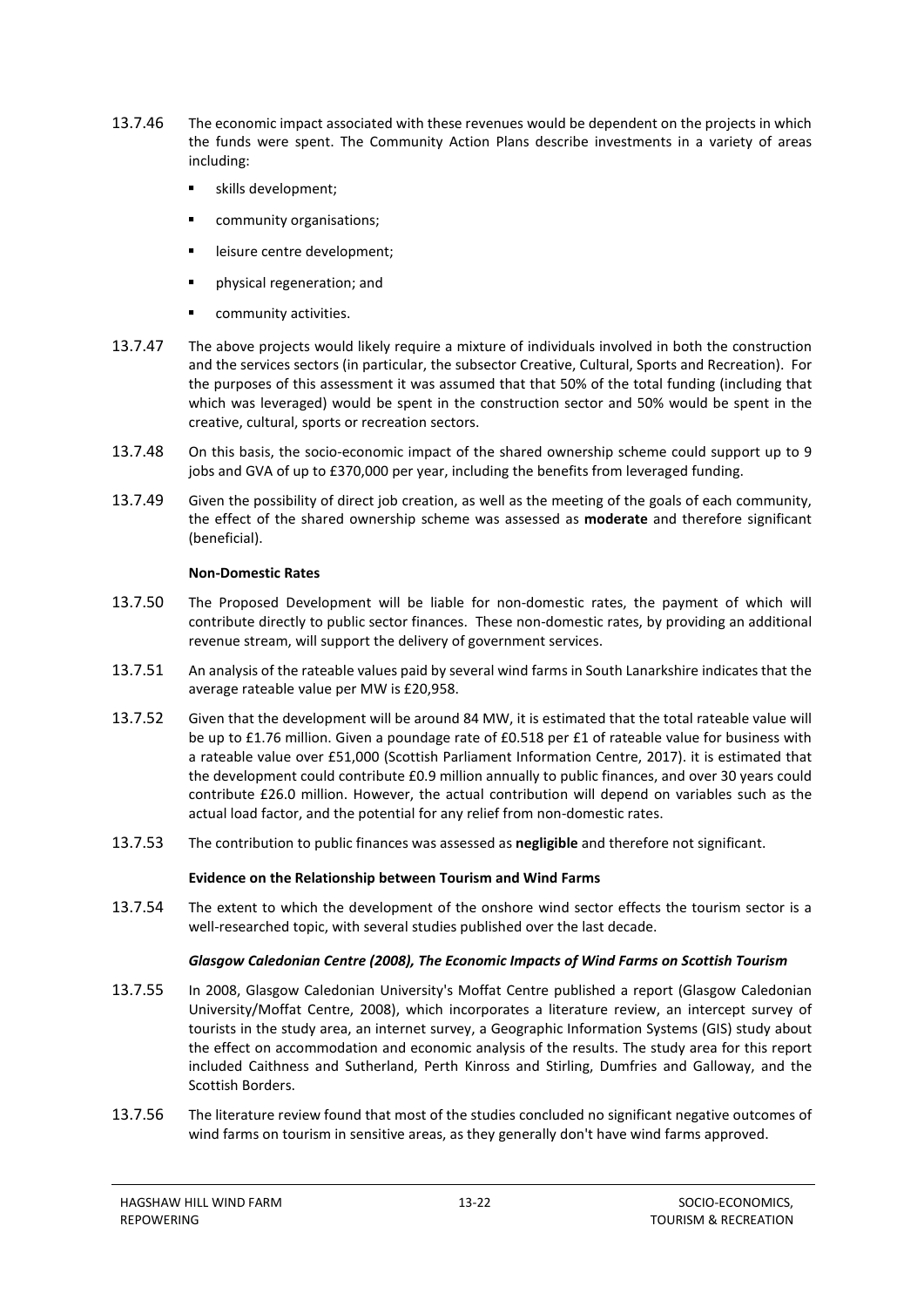13.7.46 The economic impact associated with these revenues would be dependent on the projects in which the funds were spent. The Community Action Plans describe investments in a variety of areas including:

- skills development;
- community organisations;
- leisure centre development;
- physical regeneration; and
- community activities.

13.7.47 The above projects would likely require a mixture of individuals involved in both the construction and the services sectors (in particular, the subsector Creative, Cultural, Sports and Recreation). For the purposes of this assessment it was assumed that that 50% of the total funding (including that which was leveraged) would be spent in the construction sector and 50% would be spent in the creative, cultural, sports or recreation sectors.

13.7.48 On this basis, the socio-economic impact of the shared ownership scheme could support up to 9 jobs and GVA of up to £370,000 per year, including the benefits from leveraged funding.

13.7.49 Given the possibility of direct job creation, as well as the meeting of the goals of each community, the effect of the shared ownership scheme was assessed as **moderate** and therefore significant (beneficial).

**Non-Domestic Rates**

13.7.50 The Proposed Development will be liable for non-domestic rates, the payment of which will contribute directly to public sector finances. These non-domestic rates, by providing an additional revenue stream, will support the delivery of government services.

13.7.51 An analysis of the rateable values paid by several wind farms in South Lanarkshire indicates that the average rateable value per MW is £20,958.

13.7.52 Given that the development will be around 84 MW, it is estimated that the total rateable value will be up to £1.76 million. Given a poundage rate of £0.518 per £1 of rateable value for business with a rateable value over £51,000 (Scottish Parliament Information Centre, 2017). it is estimated that the development could contribute £0.9 million annually to public finances, and over 30 years could contribute £26.0 million. However, the actual contribution will depend on variables such as the actual load factor, and the potential for any relief from non-domestic rates.

13.7.53 The contribution to public finances was assessed as **negligible** and therefore not significant.

**Evidence on the Relationship between Tourism and Wind Farms**

13.7.54 The extent to which the development of the onshore wind sector effects the tourism sector is a well-researched topic, with several studies published over the last decade.

***Glasgow Caledonian Centre (2008), The Economic Impacts of Wind Farms on Scottish Tourism***

13.7.55 In 2008, Glasgow Caledonian University's Moffat Centre published a report (Glasgow Caledonian University/Moffat Centre, 2008), which incorporates a literature review, an intercept survey of tourists in the study area, an internet survey, a Geographic Information Systems (GIS) study about the effect on accommodation and economic analysis of the results. The study area for this report included Caithness and Sutherland, Perth Kinross and Stirling, Dumfries and Galloway, and the Scottish Borders.

13.7.56 The literature review found that most of the studies concluded no significant negative outcomes of wind farms on tourism in sensitive areas, as they generally don't have wind farms approved.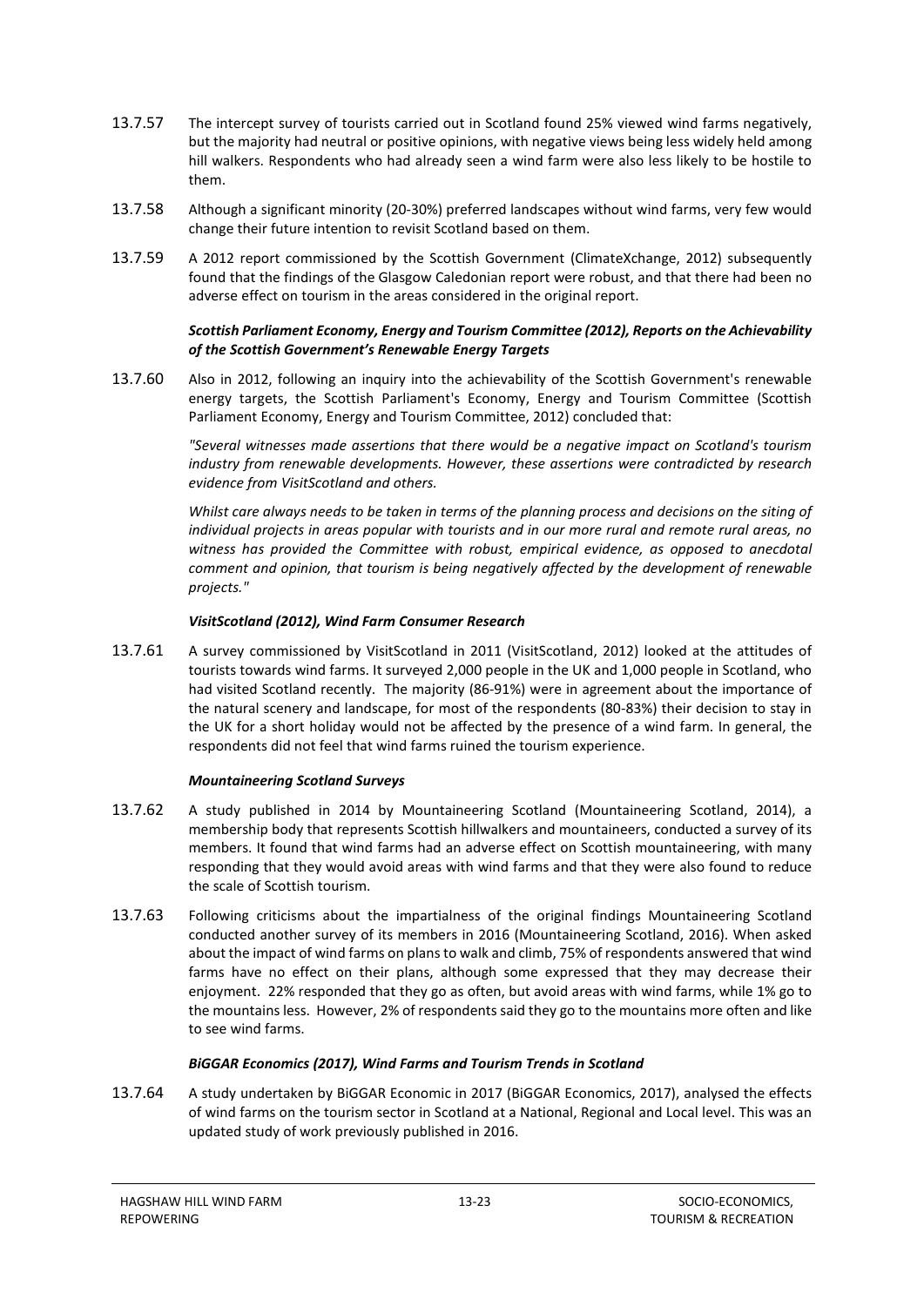13.7.57 The intercept survey of tourists carried out in Scotland found 25% viewed wind farms negatively, but the majority had neutral or positive opinions, with negative views being less widely held among hill walkers. Respondents who had already seen a wind farm were also less likely to be hostile to them.

13.7.58 Although a significant minority (20-30%) preferred landscapes without wind farms, very few would change their future intention to revisit Scotland based on them.

13.7.59 A 2012 report commissioned by the Scottish Government (ClimateXchange, 2012) subsequently found that the findings of the Glasgow Caledonian report were robust, and that there had been no adverse effect on tourism in the areas considered in the original report.

***Scottish Parliament Economy, Energy and Tourism Committee (2012), Reports on the Achievability of the Scottish Government's Renewable Energy Targets***

13.7.60 Also in 2012, following an inquiry into the achievability of the Scottish Government's renewable energy targets, the Scottish Parliament's Economy, Energy and Tourism Committee (Scottish Parliament Economy, Energy and Tourism Committee, 2012) concluded that:

*"Several witnesses made assertions that there would be a negative impact on Scotland's tourism industry from renewable developments. However, these assertions were contradicted by research evidence from VisitScotland and others.*

*Whilst care always needs to be taken in terms of the planning process and decisions on the siting of individual projects in areas popular with tourists and in our more rural and remote rural areas, no witness has provided the Committee with robust, empirical evidence, as opposed to anecdotal comment and opinion, that tourism is being negatively affected by the development of renewable projects."*

***VisitScotland (2012), Wind Farm Consumer Research***

13.7.61 A survey commissioned by VisitScotland in 2011 (VisitScotland, 2012) looked at the attitudes of tourists towards wind farms. It surveyed 2,000 people in the UK and 1,000 people in Scotland, who had visited Scotland recently. The majority (86-91%) were in agreement about the importance of the natural scenery and landscape, for most of the respondents (80-83%) their decision to stay in the UK for a short holiday would not be affected by the presence of a wind farm. In general, the respondents did not feel that wind farms ruined the tourism experience.

***Mountaineering Scotland Surveys***

13.7.62 A study published in 2014 by Mountaineering Scotland (Mountaineering Scotland, 2014), a membership body that represents Scottish hillwalkers and mountaineers, conducted a survey of its members. It found that wind farms had an adverse effect on Scottish mountaineering, with many responding that they would avoid areas with wind farms and that they were also found to reduce the scale of Scottish tourism.

13.7.63 Following criticisms about the impartialness of the original findings Mountaineering Scotland conducted another survey of its members in 2016 (Mountaineering Scotland, 2016). When asked about the impact of wind farms on plans to walk and climb, 75% of respondents answered that wind farms have no effect on their plans, although some expressed that they may decrease their enjoyment. 22% responded that they go as often, but avoid areas with wind farms, while 1% go to the mountains less. However, 2% of respondents said they go to the mountains more often and like to see wind farms.

***BiGGAR Economics (2017), Wind Farms and Tourism Trends in Scotland***

13.7.64 A study undertaken by BiGGAR Economic in 2017 (BiGGAR Economics, 2017), analysed the effects of wind farms on the tourism sector in Scotland at a National, Regional and Local level. This was an updated study of work previously published in 2016.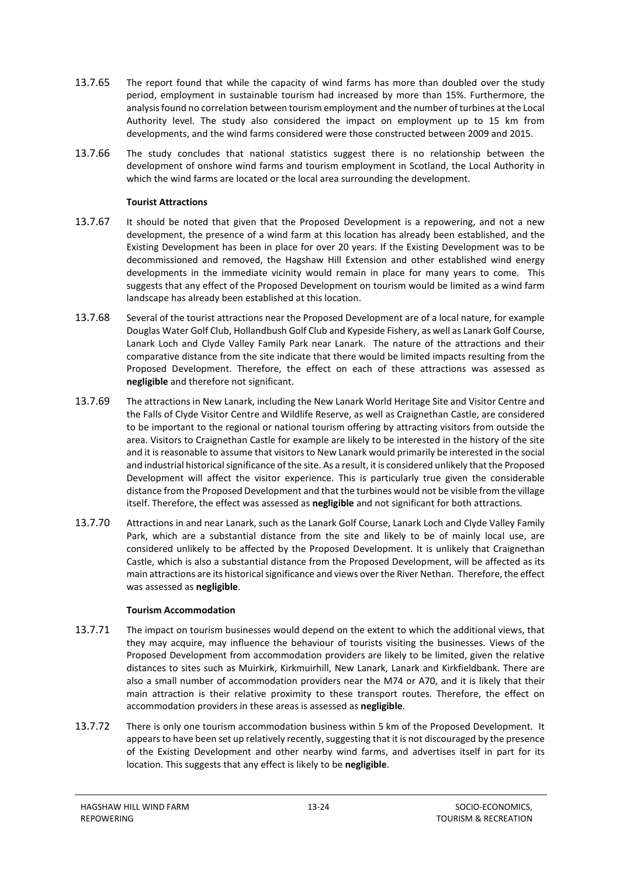13.7.65 The report found that while the capacity of wind farms has more than doubled over the study period, employment in sustainable tourism had increased by more than 15%. Furthermore, the analysis found no correlation between tourism employment and the number of turbines at the Local Authority level. The study also considered the impact on employment up to 15 km from developments, and the wind farms considered were those constructed between 2009 and 2015.

13.7.66 The study concludes that national statistics suggest there is no relationship between the development of onshore wind farms and tourism employment in Scotland, the Local Authority in which the wind farms are located or the local area surrounding the development.

**Tourist Attractions**

13.7.67 It should be noted that given that the Proposed Development is a repowering, and not a new development, the presence of a wind farm at this location has already been established, and the Existing Development has been in place for over 20 years. If the Existing Development was to be decommissioned and removed, the Hagshaw Hill Extension and other established wind energy developments in the immediate vicinity would remain in place for many years to come. This suggests that any effect of the Proposed Development on tourism would be limited as a wind farm landscape has already been established at this location.

13.7.68 Several of the tourist attractions near the Proposed Development are of a local nature, for example Douglas Water Golf Club, Hollandbush Golf Club and Kypeside Fishery, as well as Lanark Golf Course, Lanark Loch and Clyde Valley Family Park near Lanark. The nature of the attractions and their comparative distance from the site indicate that there would be limited impacts resulting from the Proposed Development. Therefore, the effect on each of these attractions was assessed as **negligible** and therefore not significant.

13.7.69 The attractions in New Lanark, including the New Lanark World Heritage Site and Visitor Centre and the Falls of Clyde Visitor Centre and Wildlife Reserve, as well as Craignethan Castle, are considered to be important to the regional or national tourism offering by attracting visitors from outside the area. Visitors to Craignethan Castle for example are likely to be interested in the history of the site and it is reasonable to assume that visitors to New Lanark would primarily be interested in the social and industrial historical significance of the site. As a result, it is considered unlikely that the Proposed Development will affect the visitor experience. This is particularly true given the considerable distance from the Proposed Development and that the turbines would not be visible from the village itself. Therefore, the effect was assessed as **negligible** and not significant for both attractions.

13.7.70 Attractions in and near Lanark, such as the Lanark Golf Course, Lanark Loch and Clyde Valley Family Park, which are a substantial distance from the site and likely to be of mainly local use, are considered unlikely to be affected by the Proposed Development. It is unlikely that Craignethan Castle, which is also a substantial distance from the Proposed Development, will be affected as its main attractions are its historical significance and views over the River Nethan. Therefore, the effect was assessed as **negligible**.

**Tourism Accommodation**

13.7.71 The impact on tourism businesses would depend on the extent to which the additional views, that they may acquire, may influence the behaviour of tourists visiting the businesses. Views of the Proposed Development from accommodation providers are likely to be limited, given the relative distances to sites such as Muirkirk, Kirkmuirhill, New Lanark, Lanark and Kirkfieldbank. There are also a small number of accommodation providers near the M74 or A70, and it is likely that their main attraction is their relative proximity to these transport routes. Therefore, the effect on accommodation providers in these areas is assessed as **negligible**.

13.7.72 There is only one tourism accommodation business within 5 km of the Proposed Development. It appears to have been set up relatively recently, suggesting that it is not discouraged by the presence of the Existing Development and other nearby wind farms, and advertises itself in part for its location. This suggests that any effect is likely to be **negligible**.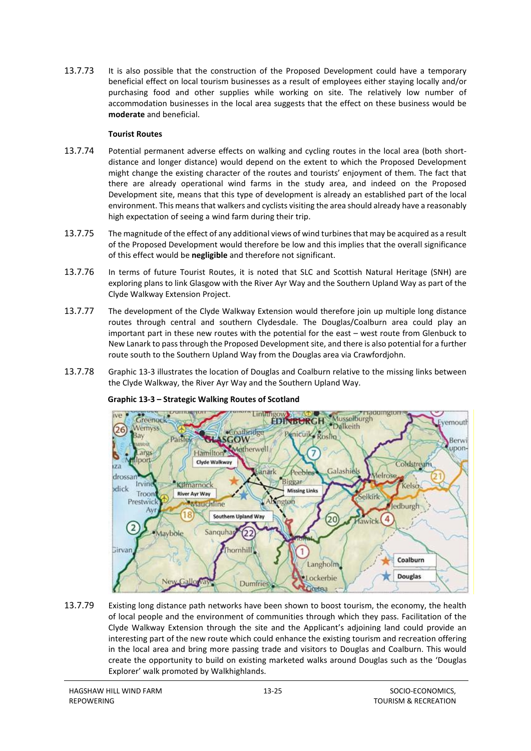13.7.73 It is also possible that the construction of the Proposed Development could have a temporary beneficial effect on local tourism businesses as a result of employees either staying locally and/or purchasing food and other supplies while working on site. The relatively low number of accommodation businesses in the local area suggests that the effect on these business would be **moderate** and beneficial.

**Tourist Routes**

13.7.74 Potential permanent adverse effects on walking and cycling routes in the local area (both short-distance and longer distance) would depend on the extent to which the Proposed Development might change the existing character of the routes and tourists' enjoyment of them. The fact that there are already operational wind farms in the study area, and indeed on the Proposed Development site, means that this type of development is already an established part of the local environment. This means that walkers and cyclists visiting the area should already have a reasonably high expectation of seeing a wind farm during their trip.

13.7.75 The magnitude of the effect of any additional views of wind turbines that may be acquired as a result of the Proposed Development would therefore be low and this implies that the overall significance of this effect would be **negligible** and therefore not significant.

13.7.76 In terms of future Tourist Routes, it is noted that SLC and Scottish Natural Heritage (SNH) are exploring plans to link Glasgow with the River Ayr Way and the Southern Upland Way as part of the Clyde Walkway Extension Project.

13.7.77 The development of the Clyde Walkway Extension would therefore join up multiple long distance routes through central and southern Clydesdale. The Douglas/Coalburn area could play an important part in these new routes with the potential for the east – west route from Glenbuck to New Lanark to pass through the Proposed Development site, and there is also potential for a further route south to the Southern Upland Way from the Douglas area via Crawfordjohn.

13.7.78 Graphic 13-3 illustrates the location of Douglas and Coalburn relative to the missing links between the Clyde Walkway, the River Ayr Way and the Southern Upland Way.

**Graphic 13-3 – Strategic Walking Routes of Scotland**

13.7.79 Existing long distance path networks have been shown to boost tourism, the economy, the health of local people and the environment of communities through which they pass. Facilitation of the Clyde Walkway Extension through the site and the Applicant's adjoining land could provide an interesting part of the new route which could enhance the existing tourism and recreation offering in the local area and bring more passing trade and visitors to Douglas and Coalburn. This would create the opportunity to build on existing marketed walks around Douglas such as the 'Douglas Explorer' walk promoted by Walkhighlands.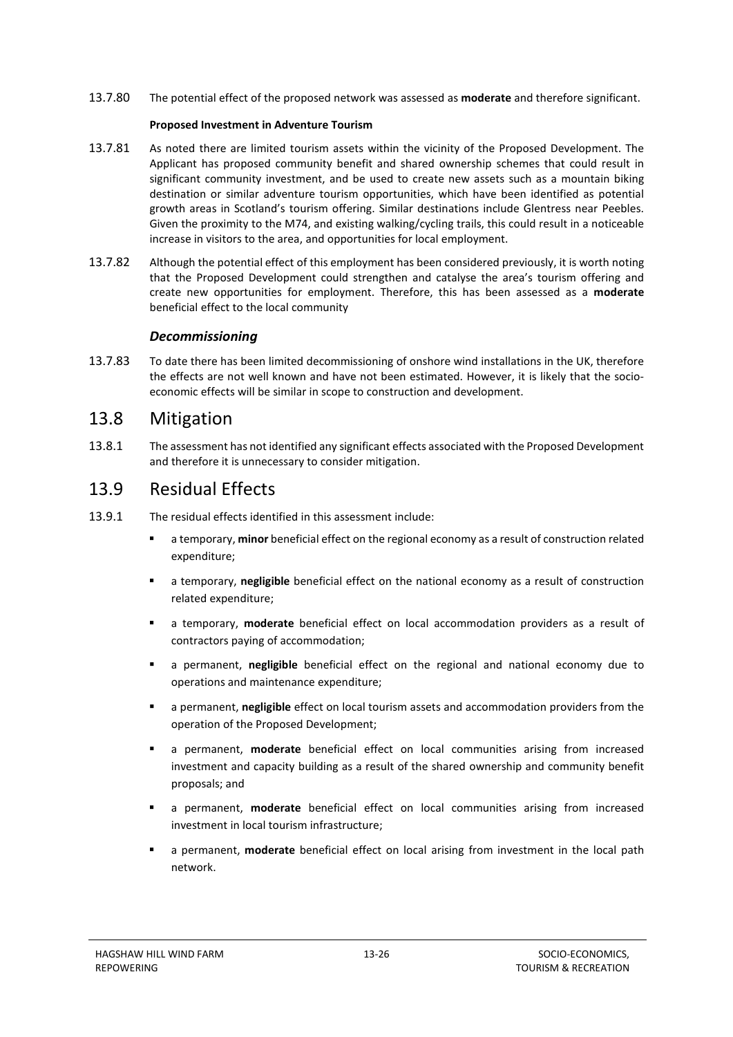13.7.80 The potential effect of the proposed network was assessed as **moderate** and therefore significant.

**Proposed Investment in Adventure Tourism**

13.7.81 As noted there are limited tourism assets within the vicinity of the Proposed Development. The Applicant has proposed community benefit and shared ownership schemes that could result in significant community investment, and be used to create new assets such as a mountain biking destination or similar adventure tourism opportunities, which have been identified as potential growth areas in Scotland's tourism offering. Similar destinations include Glentress near Peebles. Given the proximity to the M74, and existing walking/cycling trails, this could result in a noticeable increase in visitors to the area, and opportunities for local employment.

13.7.82 Although the potential effect of this employment has been considered previously, it is worth noting that the Proposed Development could strengthen and catalyse the area's tourism offering and create new opportunities for employment. Therefore, this has been assessed as a **moderate** beneficial effect to the local community

### *Decommissioning*

13.7.83 To date there has been limited decommissioning of onshore wind installations in the UK, therefore the effects are not well known and have not been estimated. However, it is likely that the socio-economic effects will be similar in scope to construction and development.

## 13.8 Mitigation

13.8.1 The assessment has not identified any significant effects associated with the Proposed Development and therefore it is unnecessary to consider mitigation.

## 13.9 Residual Effects

13.9.1 The residual effects identified in this assessment include:

- a temporary, **minor** beneficial effect on the regional economy as a result of construction related expenditure;
- a temporary, **negligible** beneficial effect on the national economy as a result of construction related expenditure;
- a temporary, **moderate** beneficial effect on local accommodation providers as a result of contractors paying of accommodation;
- a permanent, **negligible** beneficial effect on the regional and national economy due to operations and maintenance expenditure;
- a permanent, **negligible** effect on local tourism assets and accommodation providers from the operation of the Proposed Development;
- a permanent, **moderate** beneficial effect on local communities arising from increased investment and capacity building as a result of the shared ownership and community benefit proposals; and
- a permanent, **moderate** beneficial effect on local communities arising from increased investment in local tourism infrastructure;
- a permanent, **moderate** beneficial effect on local arising from investment in the local path network.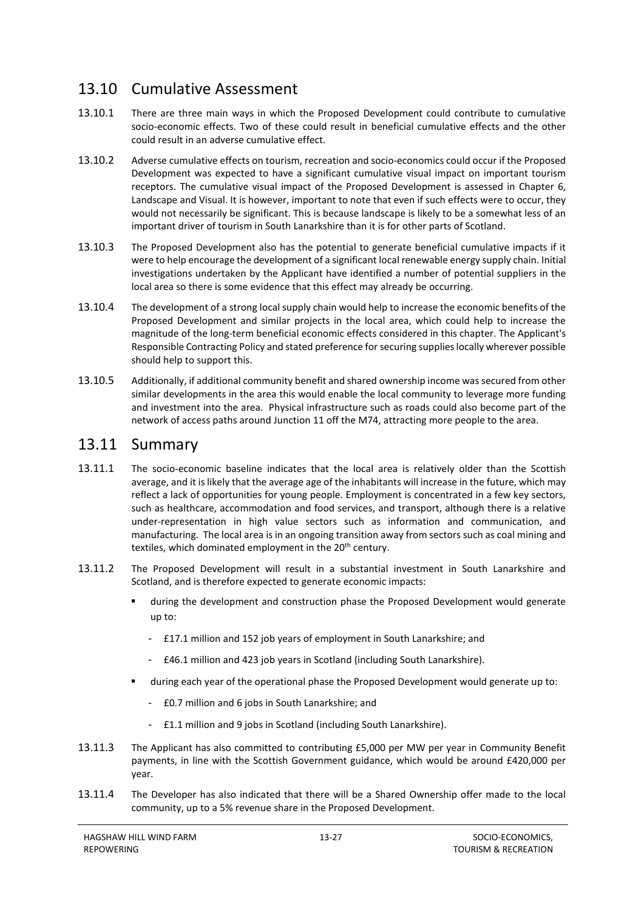## 13.10 Cumulative Assessment

13.10.1 There are three main ways in which the Proposed Development could contribute to cumulative socio-economic effects. Two of these could result in beneficial cumulative effects and the other could result in an adverse cumulative effect.

13.10.2 Adverse cumulative effects on tourism, recreation and socio-economics could occur if the Proposed Development was expected to have a significant cumulative visual impact on important tourism receptors. The cumulative visual impact of the Proposed Development is assessed in Chapter 6, Landscape and Visual. It is however, important to note that even if such effects were to occur, they would not necessarily be significant. This is because landscape is likely to be a somewhat less of an important driver of tourism in South Lanarkshire than it is for other parts of Scotland.

13.10.3 The Proposed Development also has the potential to generate beneficial cumulative impacts if it were to help encourage the development of a significant local renewable energy supply chain. Initial investigations undertaken by the Applicant have identified a number of potential suppliers in the local area so there is some evidence that this effect may already be occurring.

13.10.4 The development of a strong local supply chain would help to increase the economic benefits of the Proposed Development and similar projects in the local area, which could help to increase the magnitude of the long-term beneficial economic effects considered in this chapter. The Applicant's Responsible Contracting Policy and stated preference for securing supplies locally wherever possible should help to support this.

13.10.5 Additionally, if additional community benefit and shared ownership income was secured from other similar developments in the area this would enable the local community to leverage more funding and investment into the area. Physical infrastructure such as roads could also become part of the network of access paths around Junction 11 off the M74, attracting more people to the area.

## 13.11 Summary

13.11.1 The socio-economic baseline indicates that the local area is relatively older than the Scottish average, and it is likely that the average age of the inhabitants will increase in the future, which may reflect a lack of opportunities for young people. Employment is concentrated in a few key sectors, such as healthcare, accommodation and food services, and transport, although there is a relative under-representation in high value sectors such as information and communication, and manufacturing. The local area is in an ongoing transition away from sectors such as coal mining and textiles, which dominated employment in the 20th century.

13.11.2 The Proposed Development will result in a substantial investment in South Lanarkshire and Scotland, and is therefore expected to generate economic impacts:

- during the development and construction phase the Proposed Development would generate up to:
  - £17.1 million and 152 job years of employment in South Lanarkshire; and
  - £46.1 million and 423 job years in Scotland (including South Lanarkshire).
- during each year of the operational phase the Proposed Development would generate up to:
  - £0.7 million and 6 jobs in South Lanarkshire; and
  - £1.1 million and 9 jobs in Scotland (including South Lanarkshire).

13.11.3 The Applicant has also committed to contributing £5,000 per MW per year in Community Benefit payments, in line with the Scottish Government guidance, which would be around £420,000 per year.

13.11.4 The Developer has also indicated that there will be a Shared Ownership offer made to the local community, up to a 5% revenue share in the Proposed Development.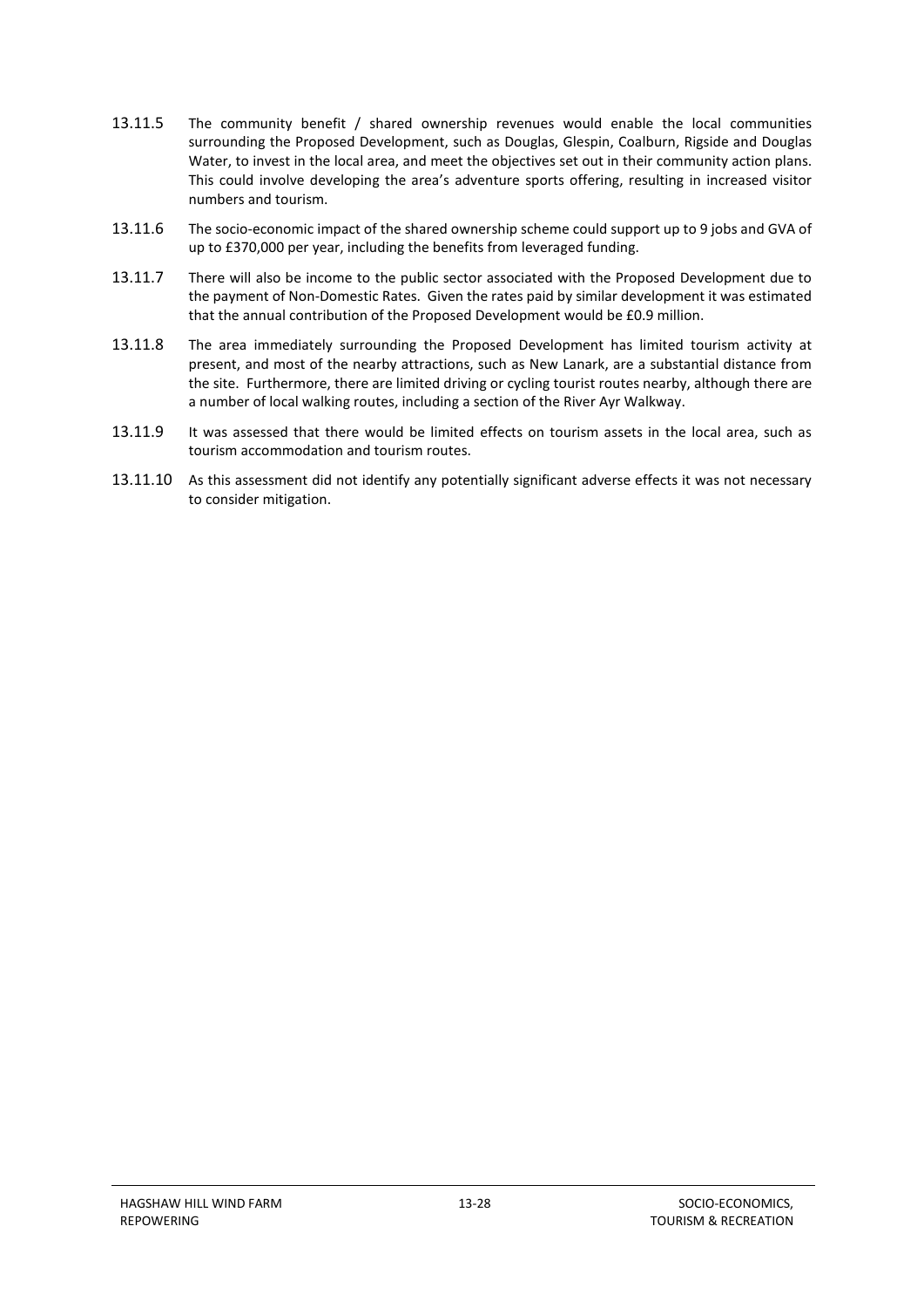13.11.5 The community benefit / shared ownership revenues would enable the local communities surrounding the Proposed Development, such as Douglas, Glespin, Coalburn, Rigside and Douglas Water, to invest in the local area, and meet the objectives set out in their community action plans. This could involve developing the area's adventure sports offering, resulting in increased visitor numbers and tourism.

13.11.6 The socio-economic impact of the shared ownership scheme could support up to 9 jobs and GVA of up to £370,000 per year, including the benefits from leveraged funding.

13.11.7 There will also be income to the public sector associated with the Proposed Development due to the payment of Non-Domestic Rates. Given the rates paid by similar development it was estimated that the annual contribution of the Proposed Development would be £0.9 million.

13.11.8 The area immediately surrounding the Proposed Development has limited tourism activity at present, and most of the nearby attractions, such as New Lanark, are a substantial distance from the site. Furthermore, there are limited driving or cycling tourist routes nearby, although there are a number of local walking routes, including a section of the River Ayr Walkway.

13.11.9 It was assessed that there would be limited effects on tourism assets in the local area, such as tourism accommodation and tourism routes.

13.11.10 As this assessment did not identify any potentially significant adverse effects it was not necessary to consider mitigation.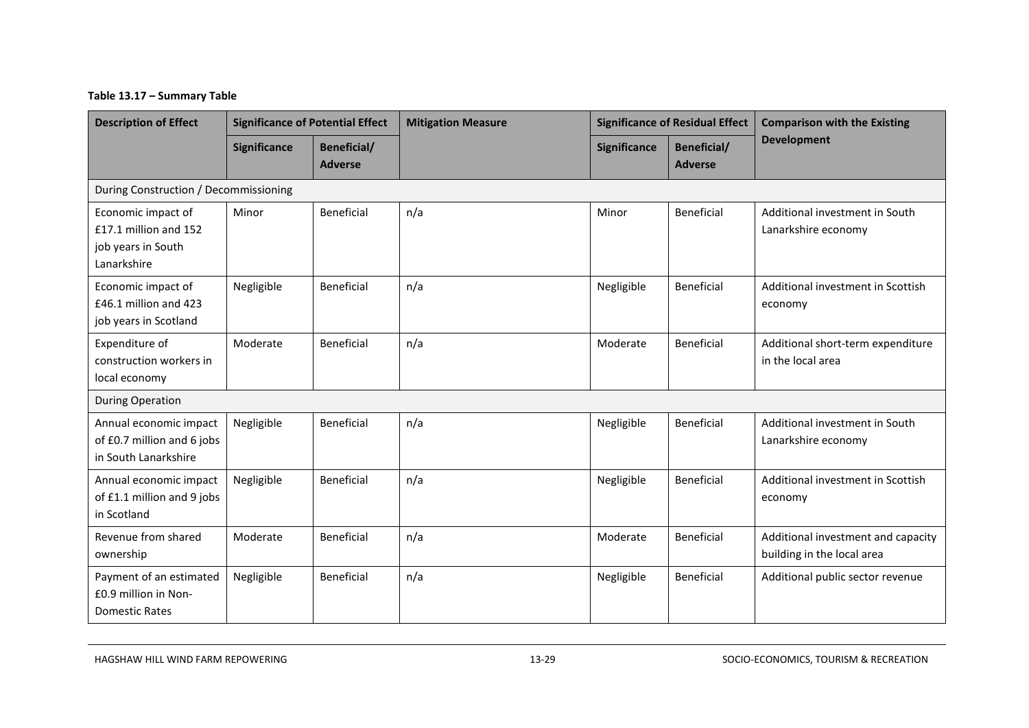**Table 13.17 – Summary Table**

| Description of Effect | Significance of Potential Effect | | Mitigation Measure | Significance of Residual Effect | | Comparison with the Existing Development |
|---|---|---|---|---|---|---|
| | Significance | Beneficial/ Adverse | | Significance | Beneficial/ Adverse | |
| During Construction / Decommissioning | | | | | | |
| Economic impact of £17.1 million and 152 job years in South Lanarkshire | Minor | Beneficial | n/a | Minor | Beneficial | Additional investment in South Lanarkshire economy |
| Economic impact of £46.1 million and 423 job years in Scotland | Negligible | Beneficial | n/a | Negligible | Beneficial | Additional investment in Scottish economy |
| Expenditure of construction workers in local economy | Moderate | Beneficial | n/a | Moderate | Beneficial | Additional short-term expenditure in the local area |
| During Operation | | | | | | |
| Annual economic impact of £0.7 million and 6 jobs in South Lanarkshire | Negligible | Beneficial | n/a | Negligible | Beneficial | Additional investment in South Lanarkshire economy |
| Annual economic impact of £1.1 million and 9 jobs in Scotland | Negligible | Beneficial | n/a | Negligible | Beneficial | Additional investment in Scottish economy |
| Revenue from shared ownership | Moderate | Beneficial | n/a | Moderate | Beneficial | Additional investment and capacity building in the local area |
| Payment of an estimated £0.9 million in Non-Domestic Rates | Negligible | Beneficial | n/a | Negligible | Beneficial | Additional public sector revenue |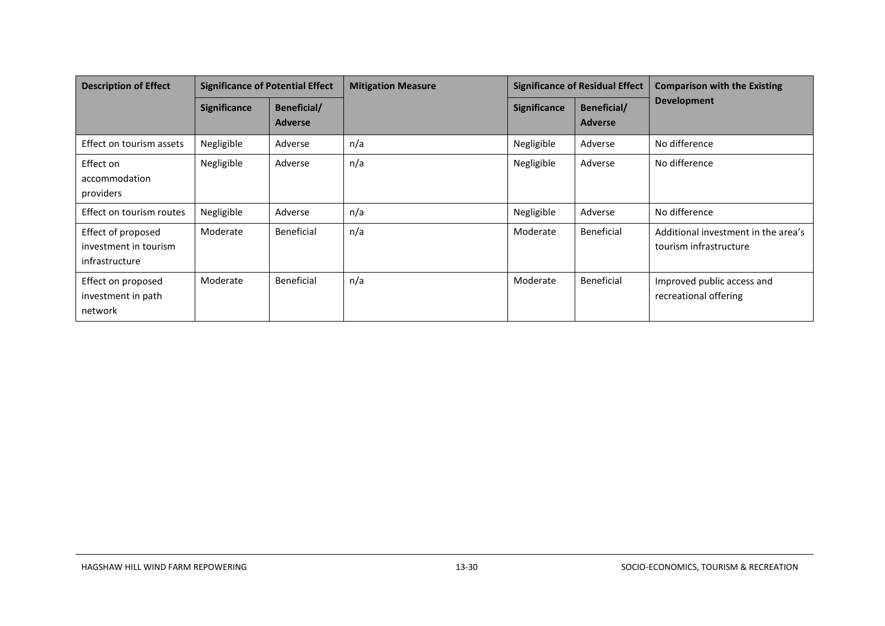| Description of Effect | Significance of Potential Effect | | Mitigation Measure | Significance of Residual Effect | | Comparison with the Existing Development |
|---|---|---|---|---|---|---|
| | Significance | Beneficial/ Adverse | | Significance | Beneficial/ Adverse | |
| Effect on tourism assets | Negligible | Adverse | n/a | Negligible | Adverse | No difference |
| Effect on accommodation providers | Negligible | Adverse | n/a | Negligible | Adverse | No difference |
| Effect on tourism routes | Negligible | Adverse | n/a | Negligible | Adverse | No difference |
| Effect of proposed investment in tourism infrastructure | Moderate | Beneficial | n/a | Moderate | Beneficial | Additional investment in the area's tourism infrastructure |
| Effect on proposed investment in path network | Moderate | Beneficial | n/a | Moderate | Beneficial | Improved public access and recreational offering |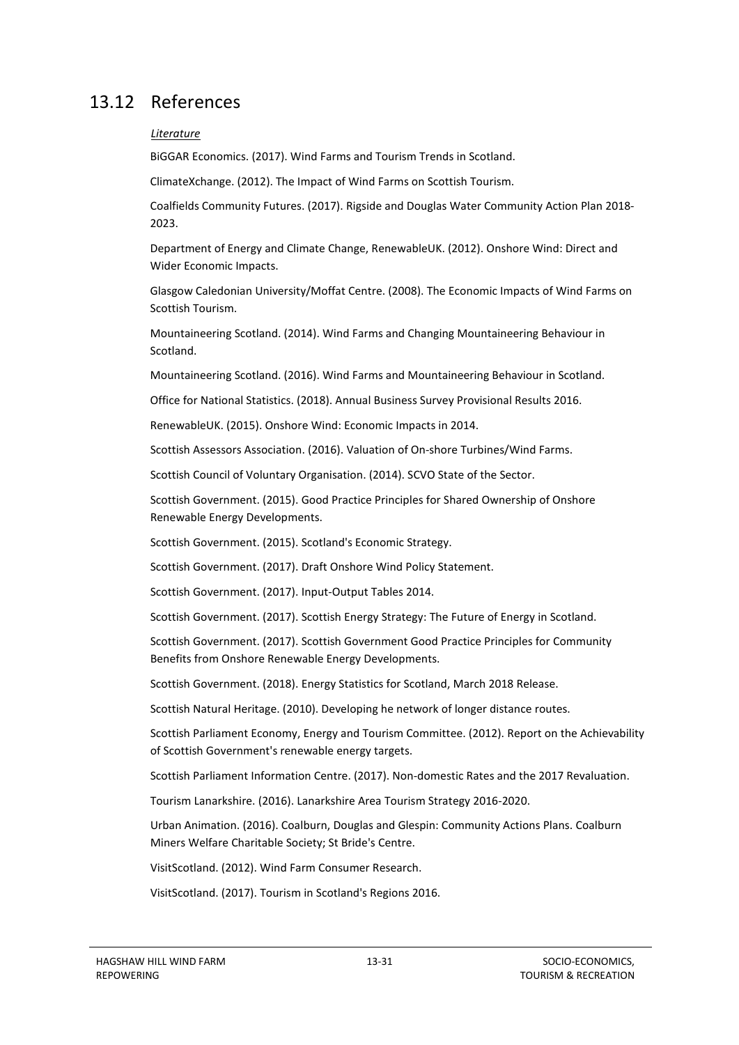## 13.12 References

*Literature*

BiGGAR Economics. (2017). Wind Farms and Tourism Trends in Scotland.

ClimateXchange. (2012). The Impact of Wind Farms on Scottish Tourism.

Coalfields Community Futures. (2017). Rigside and Douglas Water Community Action Plan 2018-2023.

Department of Energy and Climate Change, RenewableUK. (2012). Onshore Wind: Direct and Wider Economic Impacts.

Glasgow Caledonian University/Moffat Centre. (2008). The Economic Impacts of Wind Farms on Scottish Tourism.

Mountaineering Scotland. (2014). Wind Farms and Changing Mountaineering Behaviour in Scotland.

Mountaineering Scotland. (2016). Wind Farms and Mountaineering Behaviour in Scotland.

Office for National Statistics. (2018). Annual Business Survey Provisional Results 2016.

RenewableUK. (2015). Onshore Wind: Economic Impacts in 2014.

Scottish Assessors Association. (2016). Valuation of On-shore Turbines/Wind Farms.

Scottish Council of Voluntary Organisation. (2014). SCVO State of the Sector.

Scottish Government. (2015). Good Practice Principles for Shared Ownership of Onshore Renewable Energy Developments.

Scottish Government. (2015). Scotland's Economic Strategy.

Scottish Government. (2017). Draft Onshore Wind Policy Statement.

Scottish Government. (2017). Input-Output Tables 2014.

Scottish Government. (2017). Scottish Energy Strategy: The Future of Energy in Scotland.

Scottish Government. (2017). Scottish Government Good Practice Principles for Community Benefits from Onshore Renewable Energy Developments.

Scottish Government. (2018). Energy Statistics for Scotland, March 2018 Release.

Scottish Natural Heritage. (2010). Developing he network of longer distance routes.

Scottish Parliament Economy, Energy and Tourism Committee. (2012). Report on the Achievability of Scottish Government's renewable energy targets.

Scottish Parliament Information Centre. (2017). Non-domestic Rates and the 2017 Revaluation.

Tourism Lanarkshire. (2016). Lanarkshire Area Tourism Strategy 2016-2020.

Urban Animation. (2016). Coalburn, Douglas and Glespin: Community Actions Plans. Coalburn Miners Welfare Charitable Society; St Bride's Centre.

VisitScotland. (2012). Wind Farm Consumer Research.

VisitScotland. (2017). Tourism in Scotland's Regions 2016.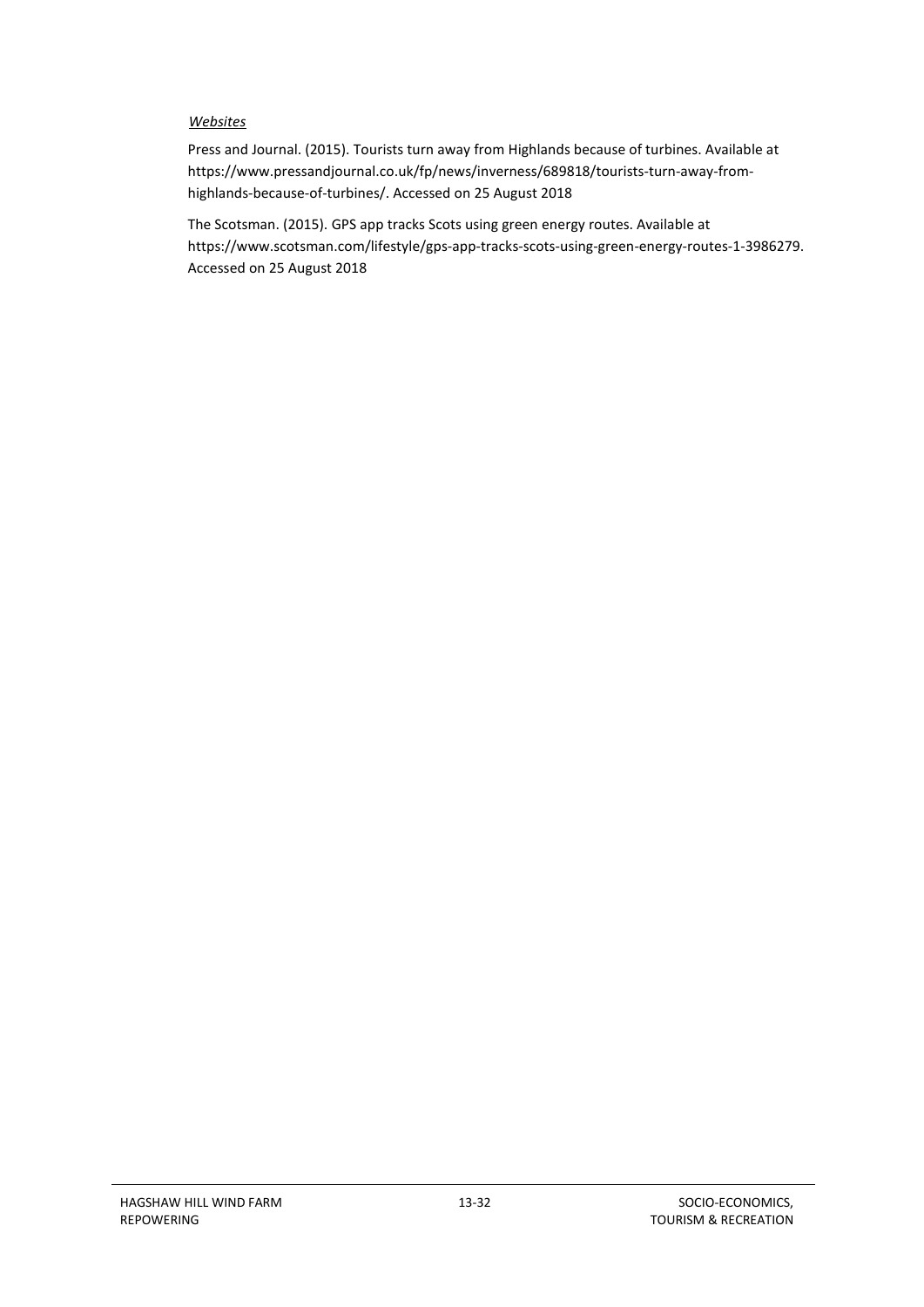*Websites*

Press and Journal. (2015). Tourists turn away from Highlands because of turbines. Available at https://www.pressandjournal.co.uk/fp/news/inverness/689818/tourists-turn-away-from-highlands-because-of-turbines/. Accessed on 25 August 2018

The Scotsman. (2015). GPS app tracks Scots using green energy routes. Available at https://www.scotsman.com/lifestyle/gps-app-tracks-scots-using-green-energy-routes-1-3986279. Accessed on 25 August 2018